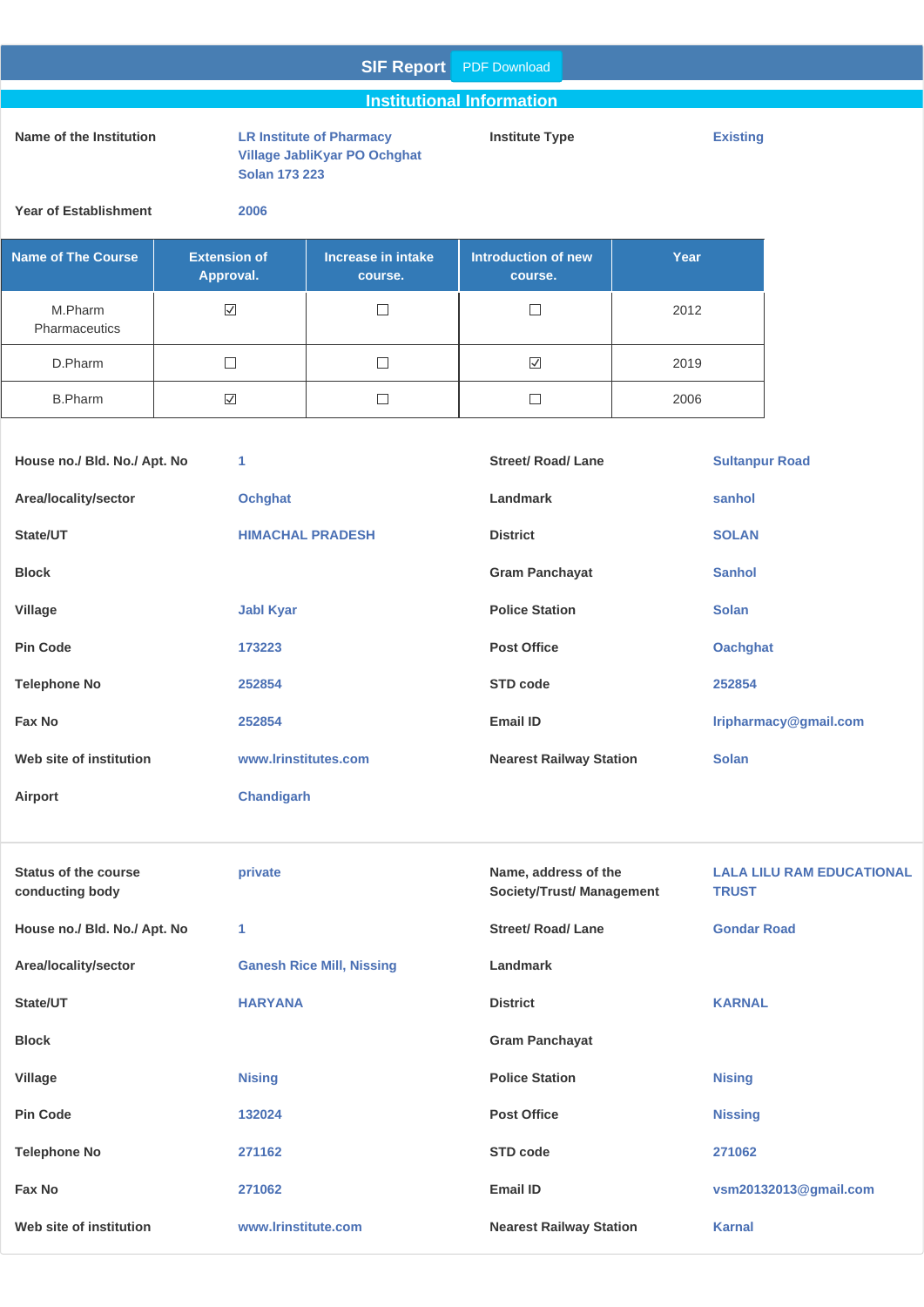# SIF Report

PDF Download

## Institutional Information

| | | | |
|---|---|---|---|
| **Name of the Institution** | LR Institute of Pharmacy Village JabliKyar PO Ochghat Solan 173 223 | **Institute Type** | Existing |
| **Year of Establishment** | 2006 | | |

| Name of The Course | Extension of Approval. | Increase in intake course. | Introduction of new course. | Year |
|---|---|---|---|---|
| M.Pharm Pharmaceutics | ☑ | ☐ | ☐ | 2012 |
| D.Pharm | ☐ | ☐ | ☑ | 2019 |
| B.Pharm | ☑ | ☐ | ☐ | 2006 |

| | | | |
|---|---|---|---|
| **House no./ Bld. No./ Apt. No** | 1 | **Street/ Road/ Lane** | Sultanpur Road |
| **Area/locality/sector** | Ochghat | **Landmark** | sanhol |
| **State/UT** | HIMACHAL PRADESH | **District** | SOLAN |
| **Block** | | **Gram Panchayat** | Sanhol |
| **Village** | Jabl Kyar | **Police Station** | Solan |
| **Pin Code** | 173223 | **Post Office** | Oachghat |
| **Telephone No** | 252854 | **STD code** | 252854 |
| **Fax No** | 252854 | **Email ID** | lripharmacy@gmail.com |
| **Web site of institution** | www.lrinstitutes.com | **Nearest Railway Station** | Solan |
| **Airport** | Chandigarh | | |

| | | | |
|---|---|---|---|
| **Status of the course conducting body** | private | **Name, address of the Society/Trust/ Management** | LALA LILU RAM EDUCATIONAL TRUST |
| **House no./ Bld. No./ Apt. No** | 1 | **Street/ Road/ Lane** | Gondar Road |
| **Area/locality/sector** | Ganesh Rice Mill, Nissing | **Landmark** | |
| **State/UT** | HARYANA | **District** | KARNAL |
| **Block** | | **Gram Panchayat** | |
| **Village** | Nising | **Police Station** | Nising |
| **Pin Code** | 132024 | **Post Office** | Nissing |
| **Telephone No** | 271162 | **STD code** | 271062 |
| **Fax No** | 271062 | **Email ID** | vsm20132013@gmail.com |
| **Web site of institution** | www.lrinstitute.com | **Nearest Railway Station** | Karnal |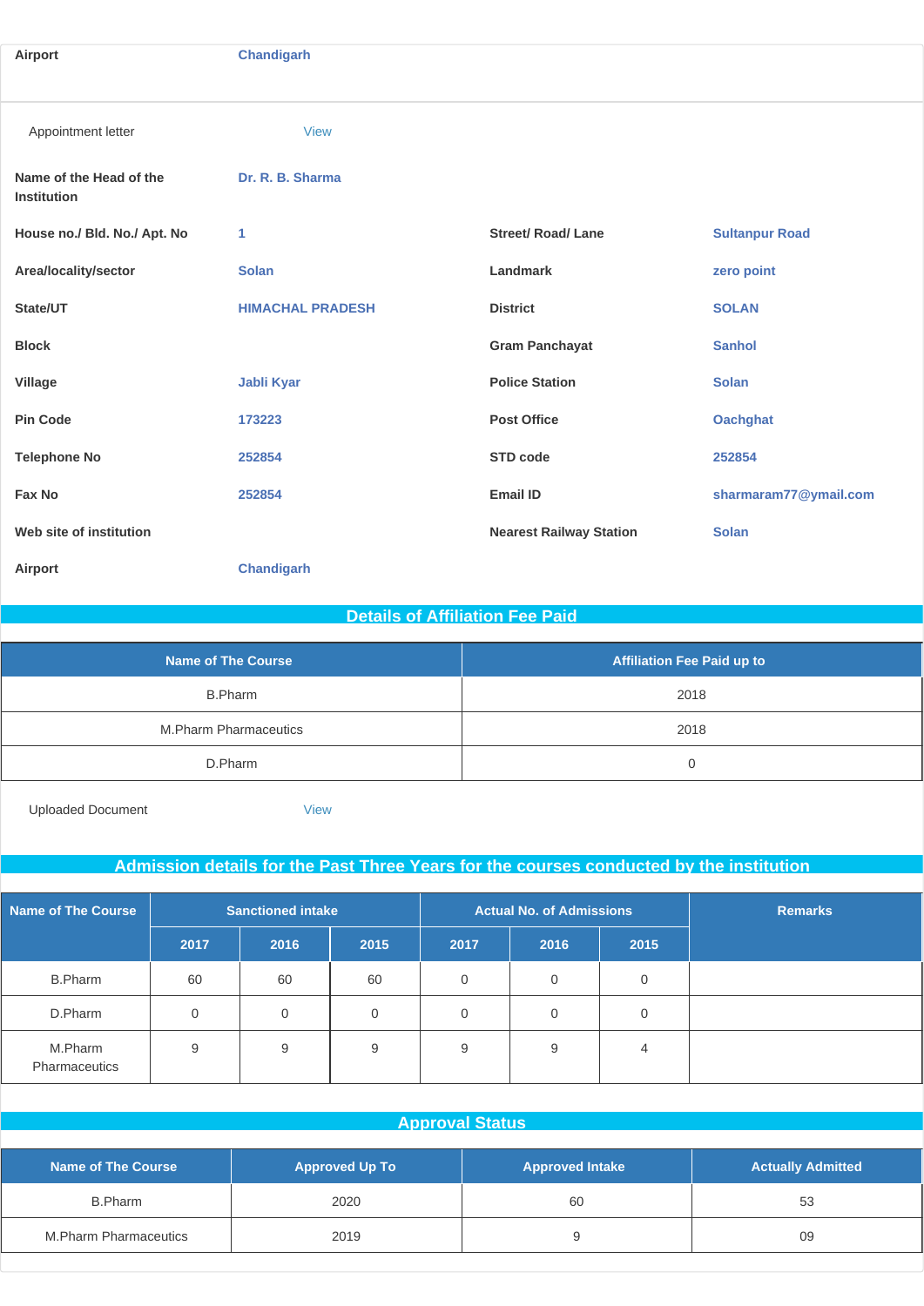| | |
|---|---|
| **Airport** | **Chandigarh** |

| | |
|---|---|
| Appointment letter | View |

| | | | |
|---|---|---|---|
| **Name of the Head of the Institution** | **Dr. R. B. Sharma** | | |
| **House no./ Bld. No./ Apt. No** | **1** | **Street/ Road/ Lane** | **Sultanpur Road** |
| **Area/locality/sector** | **Solan** | **Landmark** | **zero point** |
| **State/UT** | **HIMACHAL PRADESH** | **District** | **SOLAN** |
| **Block** | | **Gram Panchayat** | **Sanhol** |
| **Village** | **Jabli Kyar** | **Police Station** | **Solan** |
| **Pin Code** | **173223** | **Post Office** | **Oachghat** |
| **Telephone No** | **252854** | **STD code** | **252854** |
| **Fax No** | **252854** | **Email ID** | **sharmaram77@ymail.com** |
| **Web site of institution** | | **Nearest Railway Station** | **Solan** |
| **Airport** | **Chandigarh** | | |

## Details of Affiliation Fee Paid

| Name of The Course | Affiliation Fee Paid up to |
|---|---|
| B.Pharm | 2018 |
| M.Pharm Pharmaceutics | 2018 |
| D.Pharm | 0 |

| | |
|---|---|
| Uploaded Document | View |

## Admission details for the Past Three Years for the courses conducted by the institution

| Name of The Course | Sanctioned intake | | | Actual No. of Admissions | | | Remarks |
|---|---|---|---|---|---|---|---|
| | 2017 | 2016 | 2015 | 2017 | 2016 | 2015 | |
| B.Pharm | 60 | 60 | 60 | 0 | 0 | 0 | |
| D.Pharm | 0 | 0 | 0 | 0 | 0 | 0 | |
| M.Pharm Pharmaceutics | 9 | 9 | 9 | 9 | 9 | 4 | |

## Approval Status

| Name of The Course | Approved Up To | Approved Intake | Actually Admitted |
|---|---|---|---|
| B.Pharm | 2020 | 60 | 53 |
| M.Pharm Pharmaceutics | 2019 | 9 | 09 |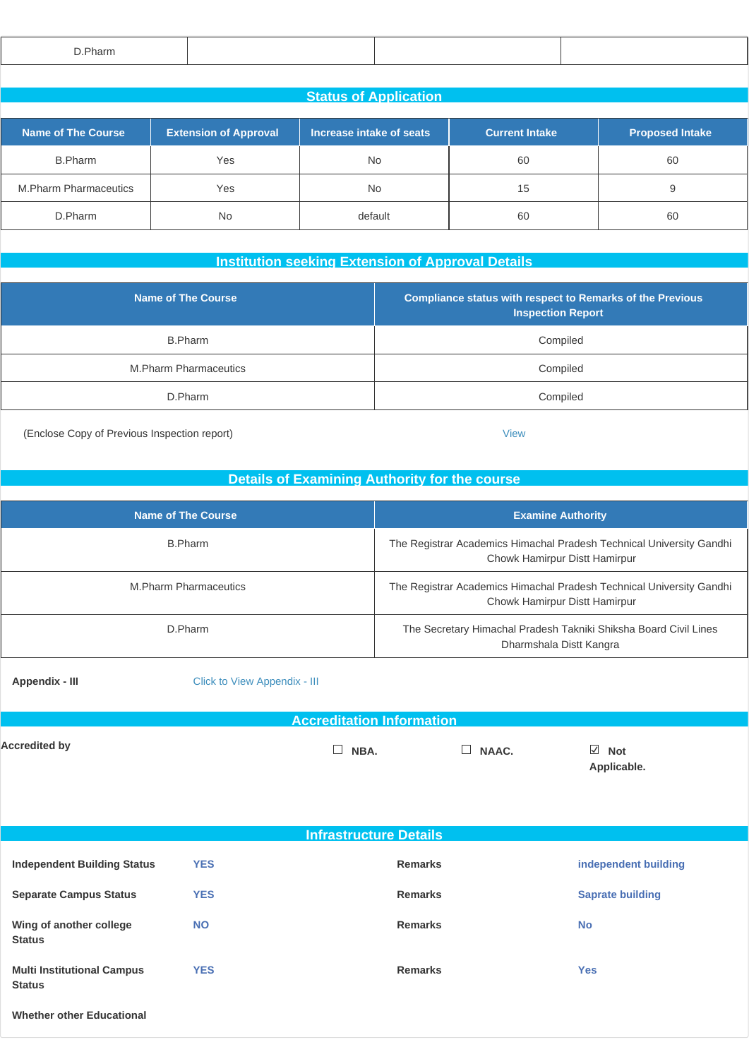| D.Pharm | | | |
|---|---|---|---|

## Status of Application

| Name of The Course | Extension of Approval | Increase intake of seats | Current Intake | Proposed Intake |
|---|---|---|---|---|
| B.Pharm | Yes | No | 60 | 60 |
| M.Pharm Pharmaceutics | Yes | No | 15 | 9 |
| D.Pharm | No | default | 60 | 60 |

## Institution seeking Extension of Approval Details

| Name of The Course | Compliance status with respect to Remarks of the Previous Inspection Report |
|---|---|
| B.Pharm | Compiled |
| M.Pharm Pharmaceutics | Compiled |
| D.Pharm | Compiled |

(Enclose Copy of Previous Inspection report) View

## Details of Examining Authority for the course

| Name of The Course | Examine Authority |
|---|---|
| B.Pharm | The Registrar Academics Himachal Pradesh Technical University Gandhi Chowk Hamirpur Distt Hamirpur |
| M.Pharm Pharmaceutics | The Registrar Academics Himachal Pradesh Technical University Gandhi Chowk Hamirpur Distt Hamirpur |
| D.Pharm | The Secretary Himachal Pradesh Takniki Shiksha Board Civil Lines Dharmshala Distt Kangra |

**Appendix - III** Click to View Appendix - III

## Accreditation Information

**Accredited by**

☐ **NBA.** ☐ **NAAC.** ☑ **Not Applicable.**

## Infrastructure Details

| | | | |
|---|---|---|---|
| **Independent Building Status** | **YES** | **Remarks** | **independent building** |
| **Separate Campus Status** | **YES** | **Remarks** | **Saprate building** |
| **Wing of another college Status** | **NO** | **Remarks** | **No** |
| **Multi Institutional Campus Status** | **YES** | **Remarks** | **Yes** |

**Whether other Educational**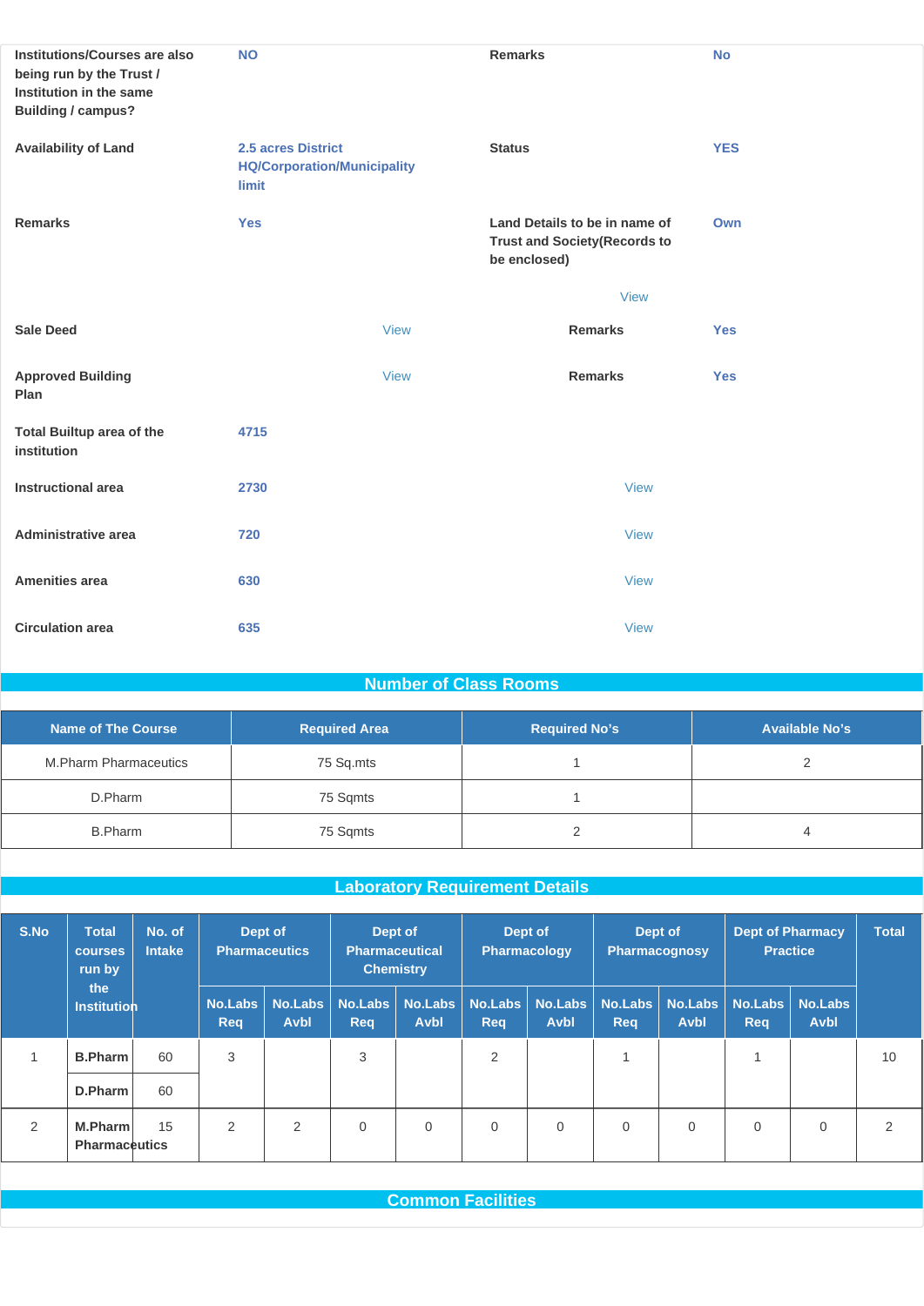| | | | |
|---|---|---|---|
| **Institutions/Courses are also being run by the Trust / Institution in the same Building / campus?** | NO | **Remarks** | No |
| **Availability of Land** | 2.5 acres District HQ/Corporation/Municipality limit | **Status** | YES |
| **Remarks** | Yes | **Land Details to be in name of Trust and Society(Records to be enclosed)** | Own |
| | | View | |
| **Sale Deed** | View | **Remarks** | Yes |
| **Approved Building Plan** | View | **Remarks** | Yes |
| **Total Builtup area of the institution** | 4715 | | |
| **Instructional area** | 2730 | View | |
| **Administrative area** | 720 | View | |
| **Amenities area** | 630 | View | |
| **Circulation area** | 635 | View | |

## Number of Class Rooms

| Name of The Course | Required Area | Required No's | Available No's |
|---|---|---|---|
| M.Pharm Pharmaceutics | 75 Sq.mts | 1 | 2 |
| D.Pharm | 75 Sqmts | 1 | |
| B.Pharm | 75 Sqmts | 2 | 4 |

## Laboratory Requirement Details

| S.No | Total courses run by the Institution | No. of Intake | Dept of Pharmaceutics | | Dept of Pharmaceutical Chemistry | | Dept of Pharmacology | | Dept of Pharmacognosy | | Dept of Pharmacy Practice | | Total |
|---|---|---|---|---|---|---|---|---|---|---|---|---|---|
| | | | No.Labs Req | No.Labs Avbl | No.Labs Req | No.Labs Avbl | No.Labs Req | No.Labs Avbl | No.Labs Req | No.Labs Avbl | No.Labs Req | No.Labs Avbl | |
| 1 | **B.Pharm** | 60 | 3 | | 3 | | 2 | | 1 | | 1 | | 10 |
| | **D.Pharm** | 60 | | | | | | | | | | | |
| 2 | **M.Pharm Pharmaceutics** | 15 | 2 | 2 | 0 | 0 | 0 | 0 | 0 | 0 | 0 | 0 | 2 |

## Common Facilities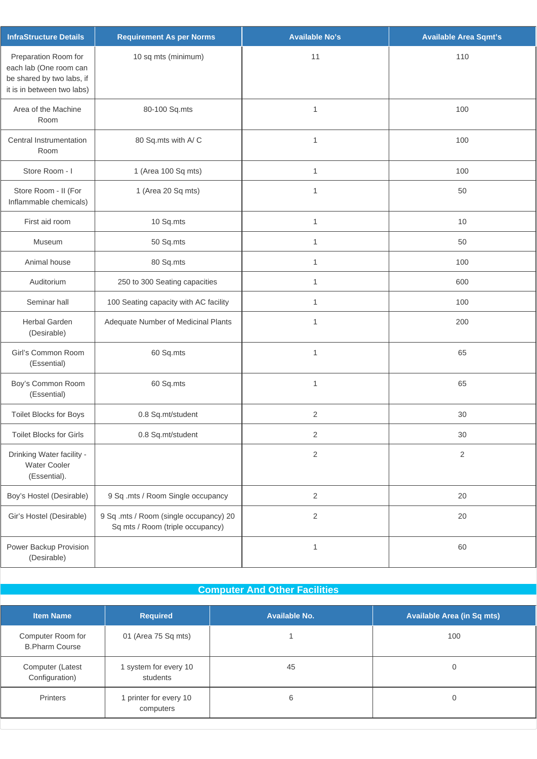| InfraStructure Details | Requirement As per Norms | Available No's | Available Area Sqmt's |
|---|---|---|---|
| Preparation Room for each lab (One room can be shared by two labs, if it is in between two labs) | 10 sq mts (minimum) | 11 | 110 |
| Area of the Machine Room | 80-100 Sq.mts | 1 | 100 |
| Central Instrumentation Room | 80 Sq.mts with A/ C | 1 | 100 |
| Store Room - I | 1 (Area 100 Sq mts) | 1 | 100 |
| Store Room - II (For Inflammable chemicals) | 1 (Area 20 Sq mts) | 1 | 50 |
| First aid room | 10 Sq.mts | 1 | 10 |
| Museum | 50 Sq.mts | 1 | 50 |
| Animal house | 80 Sq.mts | 1 | 100 |
| Auditorium | 250 to 300 Seating capacities | 1 | 600 |
| Seminar hall | 100 Seating capacity with AC facility | 1 | 100 |
| Herbal Garden (Desirable) | Adequate Number of Medicinal Plants | 1 | 200 |
| Girl's Common Room (Essential) | 60 Sq.mts | 1 | 65 |
| Boy's Common Room (Essential) | 60 Sq.mts | 1 | 65 |
| Toilet Blocks for Boys | 0.8 Sq.mt/student | 2 | 30 |
| Toilet Blocks for Girls | 0.8 Sq.mt/student | 2 | 30 |
| Drinking Water facility - Water Cooler (Essential). | | 2 | 2 |
| Boy's Hostel (Desirable) | 9 Sq .mts / Room Single occupancy | 2 | 20 |
| Gir's Hostel (Desirable) | 9 Sq .mts / Room (single occupancy) 20 Sq mts / Room (triple occupancy) | 2 | 20 |
| Power Backup Provision (Desirable) | | 1 | 60 |

## Computer And Other Facilities

| Item Name | Required | Available No. | Available Area (in Sq mts) |
|---|---|---|---|
| Computer Room for B.Pharm Course | 01 (Area 75 Sq mts) | 1 | 100 |
| Computer (Latest Configuration) | 1 system for every 10 students | 45 | 0 |
| Printers | 1 printer for every 10 computers | 6 | 0 |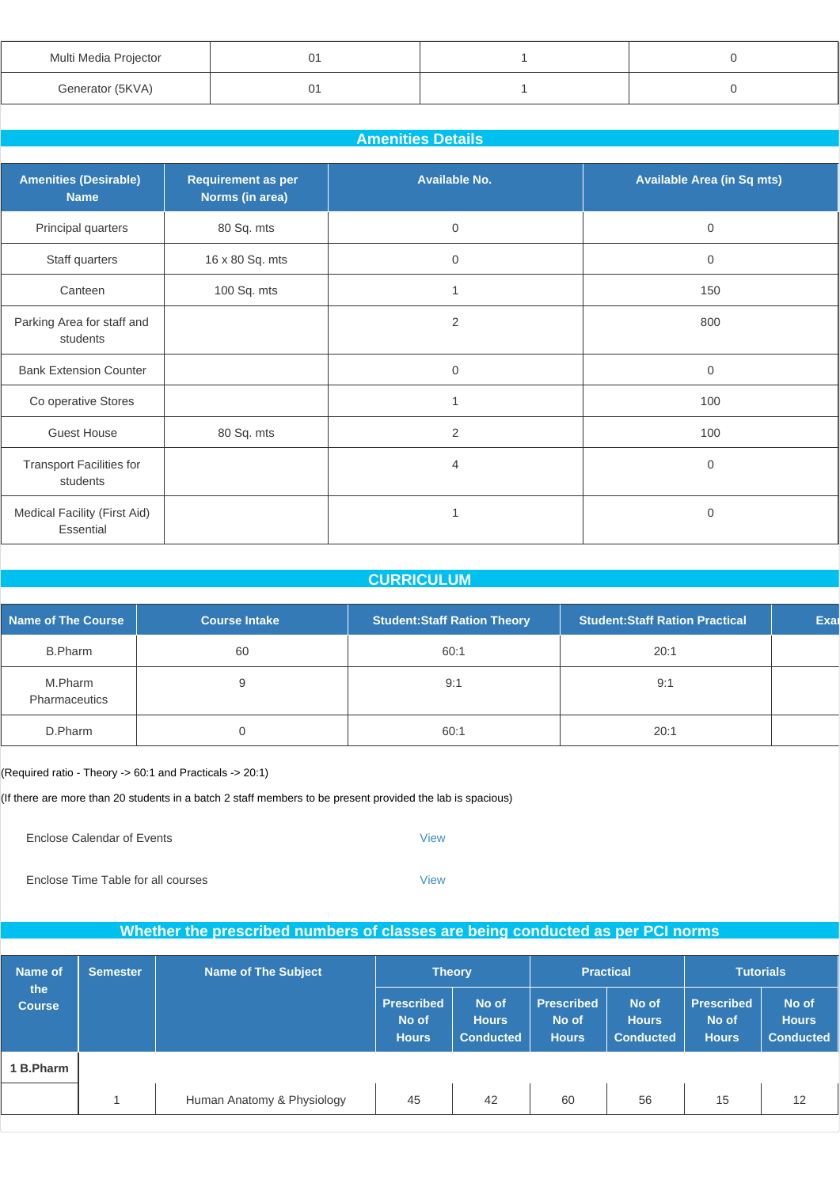| Multi Media Projector | 01 | 1 | 0 |
|---|---|---|---|
| Generator (5KVA) | 01 | 1 | 0 |

## Amenities Details

| Amenities (Desirable) Name | Requirement as per Norms (in area) | Available No. | Available Area (in Sq mts) |
|---|---|---|---|
| Principal quarters | 80 Sq. mts | 0 | 0 |
| Staff quarters | 16 x 80 Sq. mts | 0 | 0 |
| Canteen | 100 Sq. mts | 1 | 150 |
| Parking Area for staff and students | | 2 | 800 |
| Bank Extension Counter | | 0 | 0 |
| Co operative Stores | | 1 | 100 |
| Guest House | 80 Sq. mts | 2 | 100 |
| Transport Facilities for students | | 4 | 0 |
| Medical Facility (First Aid) Essential | | 1 | 0 |

## CURRICULUM

| Name of The Course | Course Intake | Student:Staff Ration Theory | Student:Staff Ration Practical | Exa |
|---|---|---|---|---|
| B.Pharm | 60 | 60:1 | 20:1 | |
| M.Pharm Pharmaceutics | 9 | 9:1 | 9:1 | |
| D.Pharm | 0 | 60:1 | 20:1 | |

(Required ratio - Theory -> 60:1 and Practicals -> 20:1)

(If there are more than 20 students in a batch 2 staff members to be present provided the lab is spacious)

Enclose Calendar of Events View

Enclose Time Table for all courses View

## Whether the prescribed numbers of classes are being conducted as per PCI norms

| Name of the Course | Semester | Name of The Subject | Theory | | Practical | | Tutorials | |
|---|---|---|---|---|---|---|---|---|
| | | | Prescribed No of Hours | No of Hours Conducted | Prescribed No of Hours | No of Hours Conducted | Prescribed No of Hours | No of Hours Conducted |
| **1 B.Pharm** | | | | | | | | |
| | 1 | Human Anatomy & Physiology | 45 | 42 | 60 | 56 | 15 | 12 |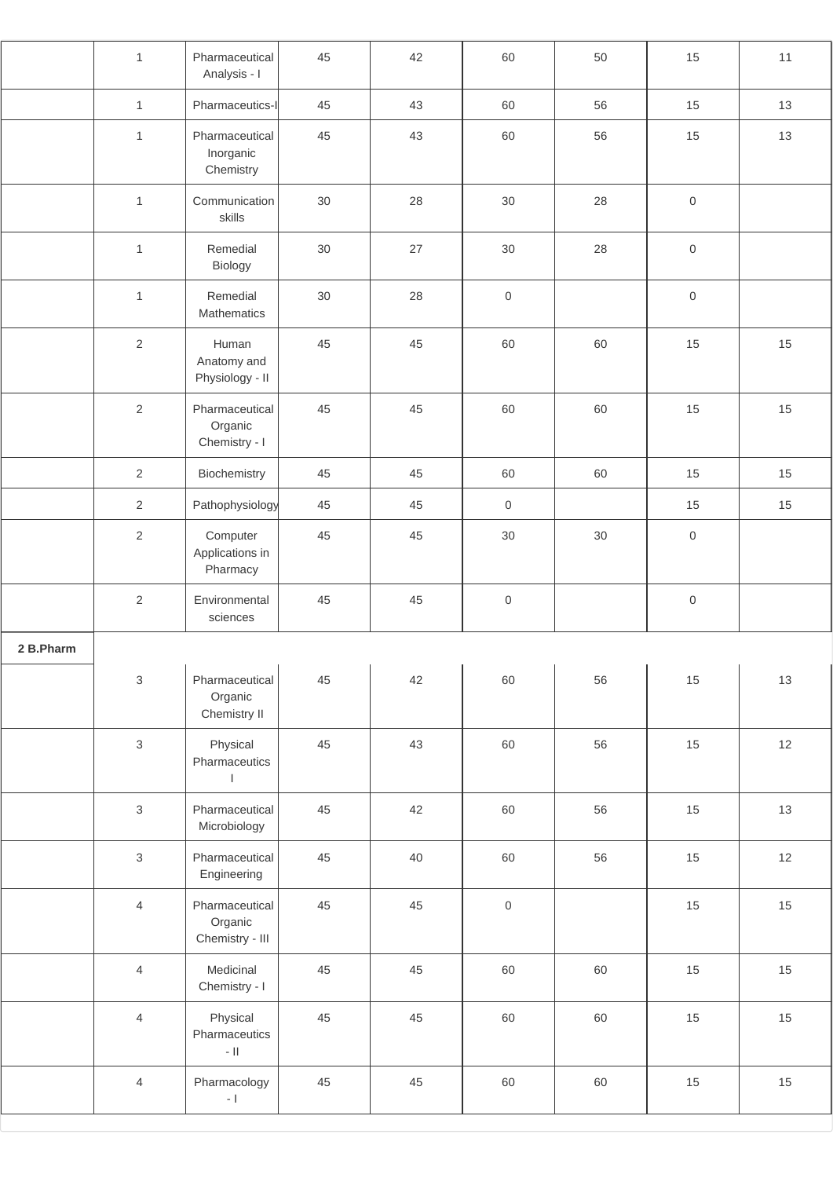| | | | | | | | | |
|---|---|---|---|---|---|---|---|---|
| | 1 | Pharmaceutical Analysis - I | 45 | 42 | 60 | 50 | 15 | 11 |
| | 1 | Pharmaceutics-I | 45 | 43 | 60 | 56 | 15 | 13 |
| | 1 | Pharmaceutical Inorganic Chemistry | 45 | 43 | 60 | 56 | 15 | 13 |
| | 1 | Communication skills | 30 | 28 | 30 | 28 | 0 | |
| | 1 | Remedial Biology | 30 | 27 | 30 | 28 | 0 | |
| | 1 | Remedial Mathematics | 30 | 28 | 0 | | 0 | |
| | 2 | Human Anatomy and Physiology - II | 45 | 45 | 60 | 60 | 15 | 15 |
| | 2 | Pharmaceutical Organic Chemistry - I | 45 | 45 | 60 | 60 | 15 | 15 |
| | 2 | Biochemistry | 45 | 45 | 60 | 60 | 15 | 15 |
| | 2 | Pathophysiology | 45 | 45 | 0 | | 15 | 15 |
| | 2 | Computer Applications in Pharmacy | 45 | 45 | 30 | 30 | 0 | |
| | 2 | Environmental sciences | 45 | 45 | 0 | | 0 | |
| **2 B.Pharm** | | | | | | | | |
| | 3 | Pharmaceutical Organic Chemistry II | 45 | 42 | 60 | 56 | 15 | 13 |
| | 3 | Physical Pharmaceutics I | 45 | 43 | 60 | 56 | 15 | 12 |
| | 3 | Pharmaceutical Microbiology | 45 | 42 | 60 | 56 | 15 | 13 |
| | 3 | Pharmaceutical Engineering | 45 | 40 | 60 | 56 | 15 | 12 |
| | 4 | Pharmaceutical Organic Chemistry - III | 45 | 45 | 0 | | 15 | 15 |
| | 4 | Medicinal Chemistry - I | 45 | 45 | 60 | 60 | 15 | 15 |
| | 4 | Physical Pharmaceutics - II | 45 | 45 | 60 | 60 | 15 | 15 |
| | 4 | Pharmacology - I | 45 | 45 | 60 | 60 | 15 | 15 |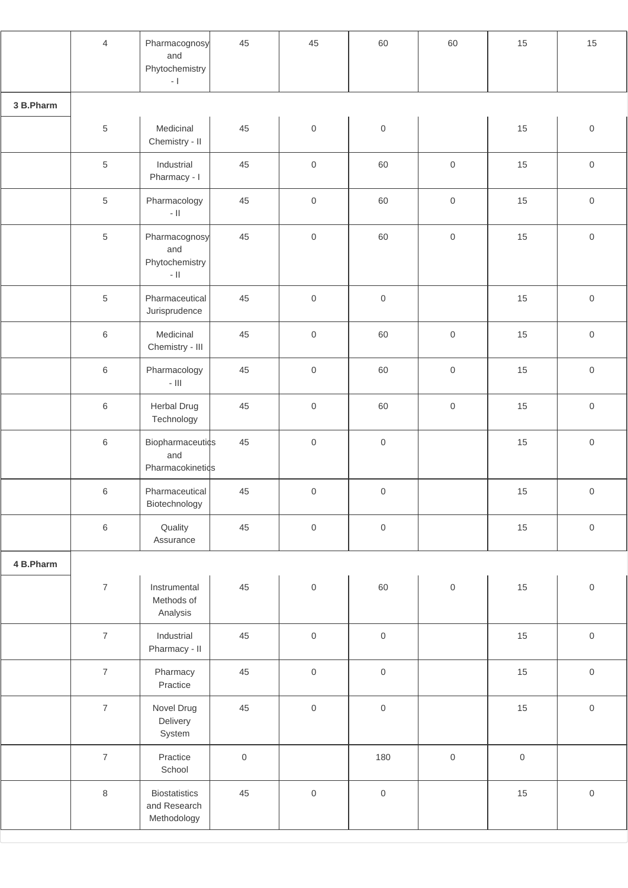| | 4 | Pharmacognosy and Phytochemistry - I | 45 | 45 | 60 | 60 | 15 | 15 |
|---|---|---|---|---|---|---|---|---|
| **3 B.Pharm** | | | | | | | | |
| | 5 | Medicinal Chemistry - II | 45 | 0 | 0 | | 15 | 0 |
| | 5 | Industrial Pharmacy - I | 45 | 0 | 60 | 0 | 15 | 0 |
| | 5 | Pharmacology - II | 45 | 0 | 60 | 0 | 15 | 0 |
| | 5 | Pharmacognosy and Phytochemistry - II | 45 | 0 | 60 | 0 | 15 | 0 |
| | 5 | Pharmaceutical Jurisprudence | 45 | 0 | 0 | | 15 | 0 |
| | 6 | Medicinal Chemistry - III | 45 | 0 | 60 | 0 | 15 | 0 |
| | 6 | Pharmacology - III | 45 | 0 | 60 | 0 | 15 | 0 |
| | 6 | Herbal Drug Technology | 45 | 0 | 60 | 0 | 15 | 0 |
| | 6 | Biopharmaceutics and Pharmacokinetics | 45 | 0 | 0 | | 15 | 0 |
| | 6 | Pharmaceutical Biotechnology | 45 | 0 | 0 | | 15 | 0 |
| | 6 | Quality Assurance | 45 | 0 | 0 | | 15 | 0 |
| **4 B.Pharm** | | | | | | | | |
| | 7 | Instrumental Methods of Analysis | 45 | 0 | 60 | 0 | 15 | 0 |
| | 7 | Industrial Pharmacy - II | 45 | 0 | 0 | | 15 | 0 |
| | 7 | Pharmacy Practice | 45 | 0 | 0 | | 15 | 0 |
| | 7 | Novel Drug Delivery System | 45 | 0 | 0 | | 15 | 0 |
| | 7 | Practice School | 0 | | 180 | 0 | 0 | |
| | 8 | Biostatistics and Research Methodology | 45 | 0 | 0 | | 15 | 0 |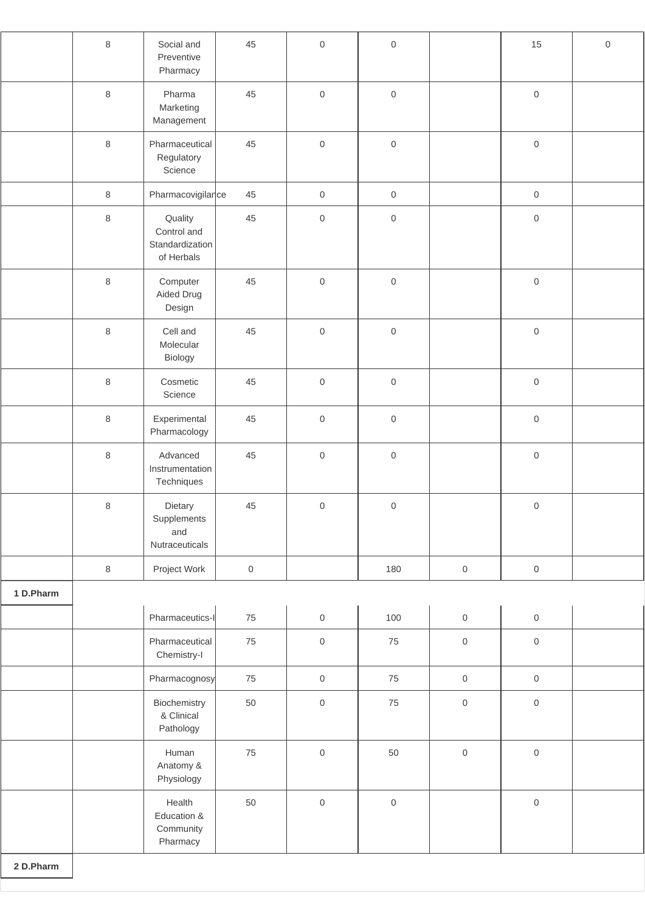| | | | | | | | | |
|---|---|---|---|---|---|---|---|---|
| | 8 | Social and Preventive Pharmacy | 45 | 0 | 0 | | 15 | 0 |
| | 8 | Pharma Marketing Management | 45 | 0 | 0 | | 0 | |
| | 8 | Pharmaceutical Regulatory Science | 45 | 0 | 0 | | 0 | |
| | 8 | Pharmacovigilance | 45 | 0 | 0 | | 0 | |
| | 8 | Quality Control and Standardization of Herbals | 45 | 0 | 0 | | 0 | |
| | 8 | Computer Aided Drug Design | 45 | 0 | 0 | | 0 | |
| | 8 | Cell and Molecular Biology | 45 | 0 | 0 | | 0 | |
| | 8 | Cosmetic Science | 45 | 0 | 0 | | 0 | |
| | 8 | Experimental Pharmacology | 45 | 0 | 0 | | 0 | |
| | 8 | Advanced Instrumentation Techniques | 45 | 0 | 0 | | 0 | |
| | 8 | Dietary Supplements and Nutraceuticals | 45 | 0 | 0 | | 0 | |
| | 8 | Project Work | 0 | | 180 | 0 | 0 | |
| **1 D.Pharm** | | | | | | | | |
| | | Pharmaceutics-I | 75 | 0 | 100 | 0 | 0 | |
| | | Pharmaceutical Chemistry-I | 75 | 0 | 75 | 0 | 0 | |
| | | Pharmacognosy | 75 | 0 | 75 | 0 | 0 | |
| | | Biochemistry & Clinical Pathology | 50 | 0 | 75 | 0 | 0 | |
| | | Human Anatomy & Physiology | 75 | 0 | 50 | 0 | 0 | |
| | | Health Education & Community Pharmacy | 50 | 0 | 0 | | 0 | |
| **2 D.Pharm** | | | | | | | | |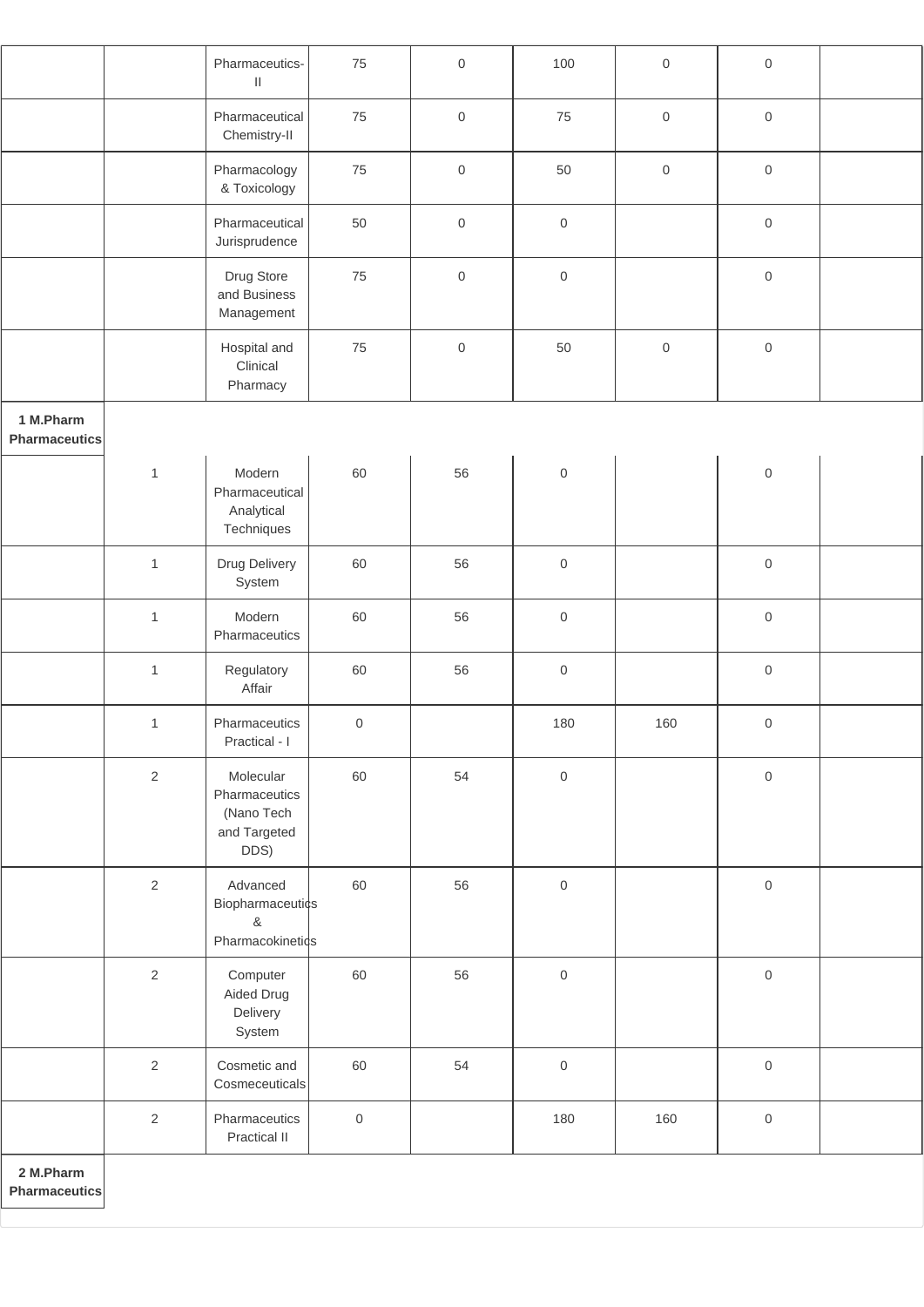|  |  |  |  |  |  |  |  |  |
|---|---|---|---|---|---|---|---|---|
|  |  | Pharmaceutics-II | 75 | 0 | 100 | 0 | 0 |  |
|  |  | Pharmaceutical Chemistry-II | 75 | 0 | 75 | 0 | 0 |  |
|  |  | Pharmacology & Toxicology | 75 | 0 | 50 | 0 | 0 |  |
|  |  | Pharmaceutical Jurisprudence | 50 | 0 | 0 |  | 0 |  |
|  |  | Drug Store and Business Management | 75 | 0 | 0 |  | 0 |  |
|  |  | Hospital and Clinical Pharmacy | 75 | 0 | 50 | 0 | 0 |  |
| **1 M.Pharm Pharmaceutics** |  |  |  |  |  |  |  |  |
|  | 1 | Modern Pharmaceutical Analytical Techniques | 60 | 56 | 0 |  | 0 |  |
|  | 1 | Drug Delivery System | 60 | 56 | 0 |  | 0 |  |
|  | 1 | Modern Pharmaceutics | 60 | 56 | 0 |  | 0 |  |
|  | 1 | Regulatory Affair | 60 | 56 | 0 |  | 0 |  |
|  | 1 | Pharmaceutics Practical - I | 0 |  | 180 | 160 | 0 |  |
|  | 2 | Molecular Pharmaceutics (Nano Tech and Targeted DDS) | 60 | 54 | 0 |  | 0 |  |
|  | 2 | Advanced Biopharmaceutics & Pharmacokinetics | 60 | 56 | 0 |  | 0 |  |
|  | 2 | Computer Aided Drug Delivery System | 60 | 56 | 0 |  | 0 |  |
|  | 2 | Cosmetic and Cosmeceuticals | 60 | 54 | 0 |  | 0 |  |
|  | 2 | Pharmaceutics Practical II | 0 |  | 180 | 160 | 0 |  |
| **2 M.Pharm Pharmaceutics** |  |  |  |  |  |  |  |  |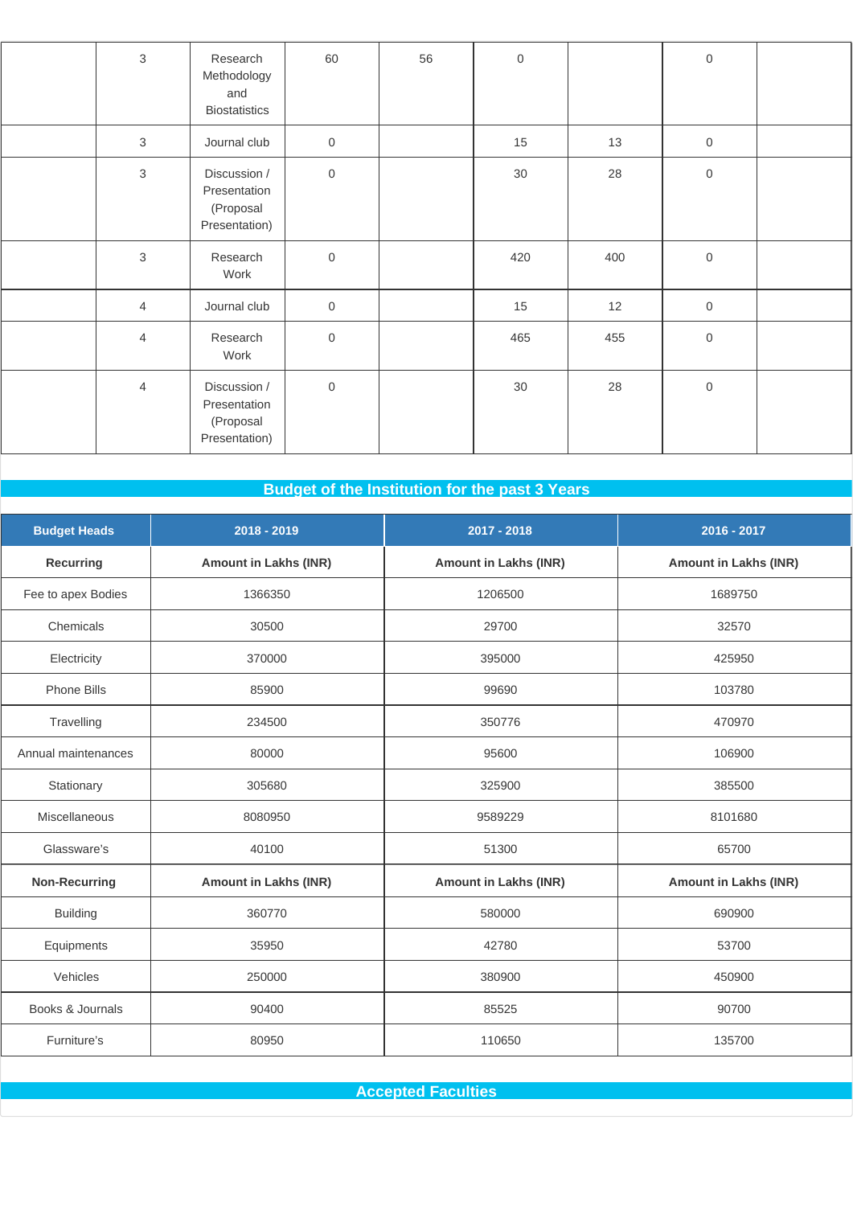| | | | | | | | | |
|---|---|---|---|---|---|---|---|---|
| | 3 | Research Methodology and Biostatistics | 60 | 56 | 0 | | 0 | |
| | 3 | Journal club | 0 | | 15 | 13 | 0 | |
| | 3 | Discussion / Presentation (Proposal Presentation) | 0 | | 30 | 28 | 0 | |
| | 3 | Research Work | 0 | | 420 | 400 | 0 | |
| | 4 | Journal club | 0 | | 15 | 12 | 0 | |
| | 4 | Research Work | 0 | | 465 | 455 | 0 | |
| | 4 | Discussion / Presentation (Proposal Presentation) | 0 | | 30 | 28 | 0 | |

## Budget of the Institution for the past 3 Years

| Budget Heads | 2018 - 2019 | 2017 - 2018 | 2016 - 2017 |
|---|---|---|---|
| **Recurring** | **Amount in Lakhs (INR)** | **Amount in Lakhs (INR)** | **Amount in Lakhs (INR)** |
| Fee to apex Bodies | 1366350 | 1206500 | 1689750 |
| Chemicals | 30500 | 29700 | 32570 |
| Electricity | 370000 | 395000 | 425950 |
| Phone Bills | 85900 | 99690 | 103780 |
| Travelling | 234500 | 350776 | 470970 |
| Annual maintenances | 80000 | 95600 | 106900 |
| Stationary | 305680 | 325900 | 385500 |
| Miscellaneous | 8080950 | 9589229 | 8101680 |
| Glassware's | 40100 | 51300 | 65700 |
| **Non-Recurring** | **Amount in Lakhs (INR)** | **Amount in Lakhs (INR)** | **Amount in Lakhs (INR)** |
| Building | 360770 | 580000 | 690900 |
| Equipments | 35950 | 42780 | 53700 |
| Vehicles | 250000 | 380900 | 450900 |
| Books & Journals | 90400 | 85525 | 90700 |
| Furniture's | 80950 | 110650 | 135700 |

## Accepted Faculties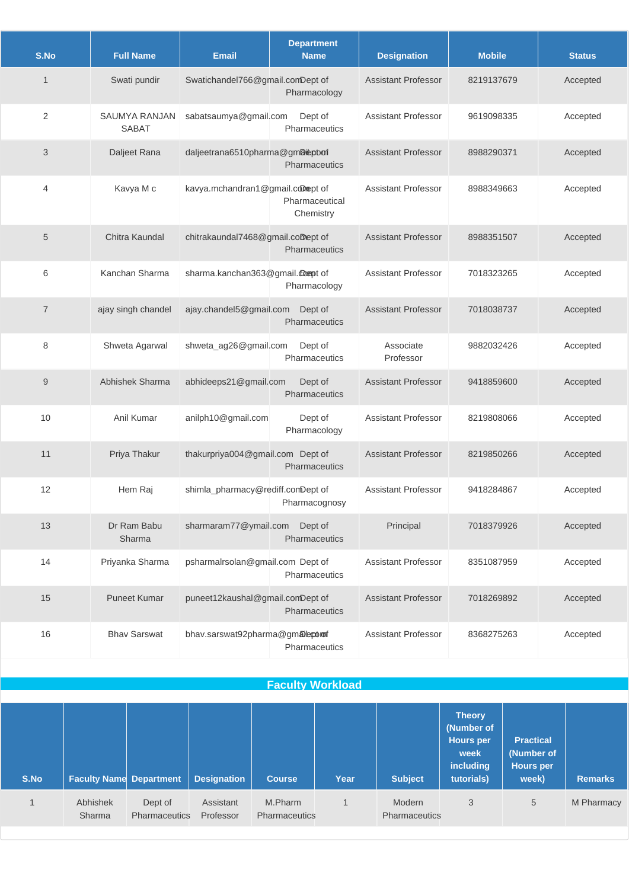| S.No | Full Name | Email | Department Name | Designation | Mobile | Status |
|---|---|---|---|---|---|---|
| 1 | Swati pundir | Swatichandel766@gmail.com | Dept of Pharmacology | Assistant Professor | 8219137679 | Accepted |
| 2 | SAUMYA RANJAN SABAT | sabatsaumya@gmail.com | Dept of Pharmaceutics | Assistant Professor | 9619098335 | Accepted |
| 3 | Daljeet Rana | daljeetrana6510pharma@gmail.com | Dept of Pharmaceutics | Assistant Professor | 8988290371 | Accepted |
| 4 | Kavya M c | kavya.mchandran1@gmail.com | Dept of Pharmaceutical Chemistry | Assistant Professor | 8988349663 | Accepted |
| 5 | Chitra Kaundal | chitrakaundal7468@gmail.com | Dept of Pharmaceutics | Assistant Professor | 8988351507 | Accepted |
| 6 | Kanchan Sharma | sharma.kanchan363@gmail.com | Dept of Pharmacology | Assistant Professor | 7018323265 | Accepted |
| 7 | ajay singh chandel | ajay.chandel5@gmail.com | Dept of Pharmaceutics | Assistant Professor | 7018038737 | Accepted |
| 8 | Shweta Agarwal | shweta_ag26@gmail.com | Dept of Pharmaceutics | Associate Professor | 9882032426 | Accepted |
| 9 | Abhishek Sharma | abhideeps21@gmail.com | Dept of Pharmaceutics | Assistant Professor | 9418859600 | Accepted |
| 10 | Anil Kumar | anilph10@gmail.com | Dept of Pharmacology | Assistant Professor | 8219808066 | Accepted |
| 11 | Priya Thakur | thakurpriya004@gmail.com | Dept of Pharmaceutics | Assistant Professor | 8219850266 | Accepted |
| 12 | Hem Raj | shimla_pharmacy@rediff.com | Dept of Pharmacognosy | Assistant Professor | 9418284867 | Accepted |
| 13 | Dr Ram Babu Sharma | sharmaram77@ymail.com | Dept of Pharmaceutics | Principal | 7018379926 | Accepted |
| 14 | Priyanka Sharma | psharmalrsolan@gmail.com | Dept of Pharmaceutics | Assistant Professor | 8351087959 | Accepted |
| 15 | Puneet Kumar | puneet12kaushal@gmail.com | Dept of Pharmaceutics | Assistant Professor | 7018269892 | Accepted |
| 16 | Bhav Sarswat | bhav.sarswat92pharma@gmail.com | Dept of Pharmaceutics | Assistant Professor | 8368275263 | Accepted |

## Faculty Workload

| S.No | Faculty Name | Department | Designation | Course | Year | Subject | Theory (Number of Hours per week including tutorials) | Practical (Number of Hours per week) | Remarks |
|---|---|---|---|---|---|---|---|---|---|
| 1 | Abhishek Sharma | Dept of Pharmaceutics | Assistant Professor | M.Pharm Pharmaceutics | 1 | Modern Pharmaceutics | 3 | 5 | M Pharmacy |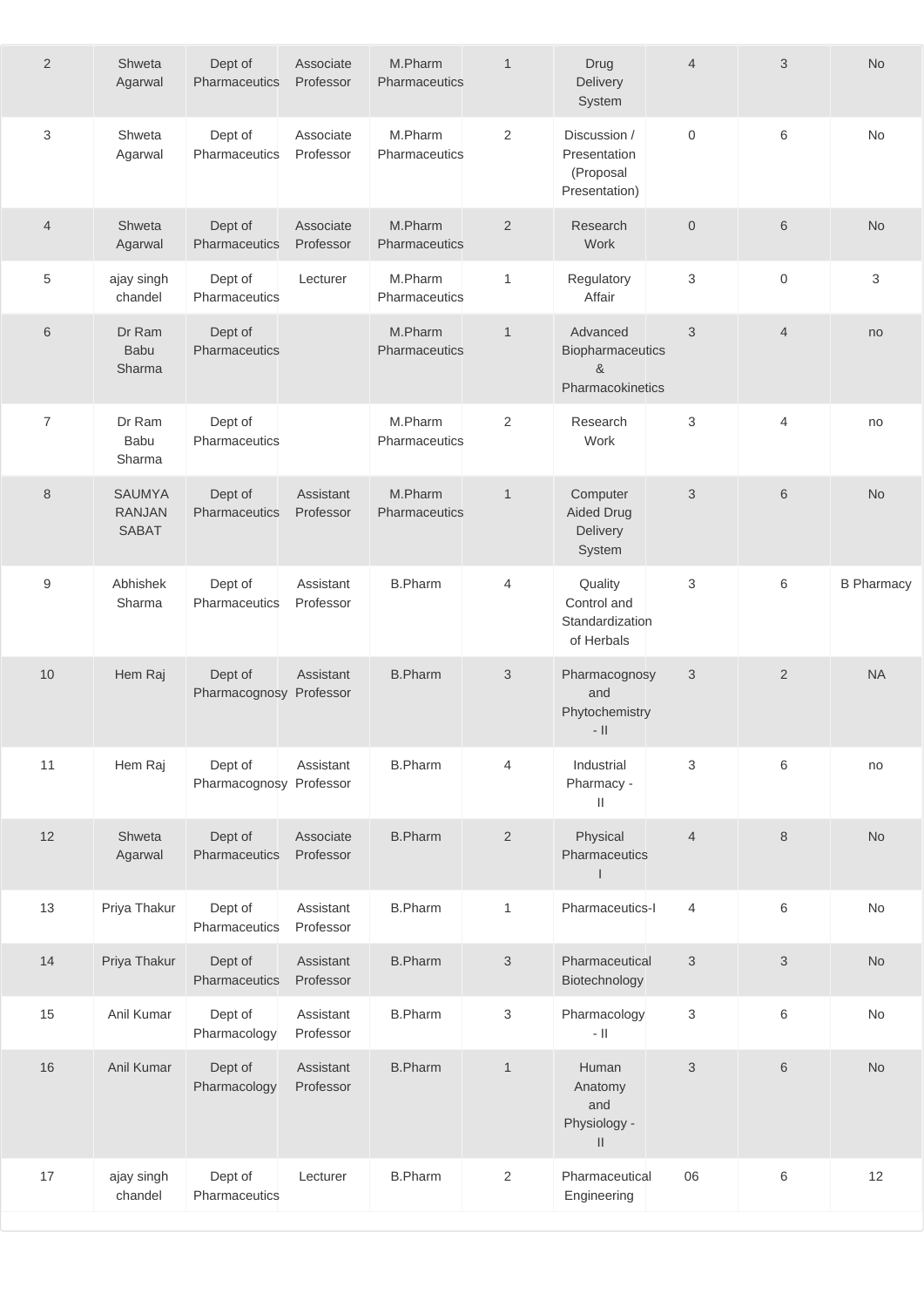| 2 | Shweta Agarwal | Dept of Pharmaceutics | Associate Professor | M.Pharm Pharmaceutics | 1 | Drug Delivery System | 4 | 3 | No |
|---|---|---|---|---|---|---|---|---|---|
| 3 | Shweta Agarwal | Dept of Pharmaceutics | Associate Professor | M.Pharm Pharmaceutics | 2 | Discussion / Presentation (Proposal Presentation) | 0 | 6 | No |
| 4 | Shweta Agarwal | Dept of Pharmaceutics | Associate Professor | M.Pharm Pharmaceutics | 2 | Research Work | 0 | 6 | No |
| 5 | ajay singh chandel | Dept of Pharmaceutics | Lecturer | M.Pharm Pharmaceutics | 1 | Regulatory Affair | 3 | 0 | 3 |
| 6 | Dr Ram Babu Sharma | Dept of Pharmaceutics | | M.Pharm Pharmaceutics | 1 | Advanced Biopharmaceutics & Pharmacokinetics | 3 | 4 | no |
| 7 | Dr Ram Babu Sharma | Dept of Pharmaceutics | | M.Pharm Pharmaceutics | 2 | Research Work | 3 | 4 | no |
| 8 | SAUMYA RANJAN SABAT | Dept of Pharmaceutics | Assistant Professor | M.Pharm Pharmaceutics | 1 | Computer Aided Drug Delivery System | 3 | 6 | No |
| 9 | Abhishek Sharma | Dept of Pharmaceutics | Assistant Professor | B.Pharm | 4 | Quality Control and Standardization of Herbals | 3 | 6 | B Pharmacy |
| 10 | Hem Raj | Dept of Pharmacognosy | Assistant Professor | B.Pharm | 3 | Pharmacognosy and Phytochemistry - II | 3 | 2 | NA |
| 11 | Hem Raj | Dept of Pharmacognosy | Assistant Professor | B.Pharm | 4 | Industrial Pharmacy - II | 3 | 6 | no |
| 12 | Shweta Agarwal | Dept of Pharmaceutics | Associate Professor | B.Pharm | 2 | Physical Pharmaceutics I | 4 | 8 | No |
| 13 | Priya Thakur | Dept of Pharmaceutics | Assistant Professor | B.Pharm | 1 | Pharmaceutics-I | 4 | 6 | No |
| 14 | Priya Thakur | Dept of Pharmaceutics | Assistant Professor | B.Pharm | 3 | Pharmaceutical Biotechnology | 3 | 3 | No |
| 15 | Anil Kumar | Dept of Pharmacology | Assistant Professor | B.Pharm | 3 | Pharmacology - II | 3 | 6 | No |
| 16 | Anil Kumar | Dept of Pharmacology | Assistant Professor | B.Pharm | 1 | Human Anatomy and Physiology - II | 3 | 6 | No |
| 17 | ajay singh chandel | Dept of Pharmaceutics | Lecturer | B.Pharm | 2 | Pharmaceutical Engineering | 06 | 6 | 12 |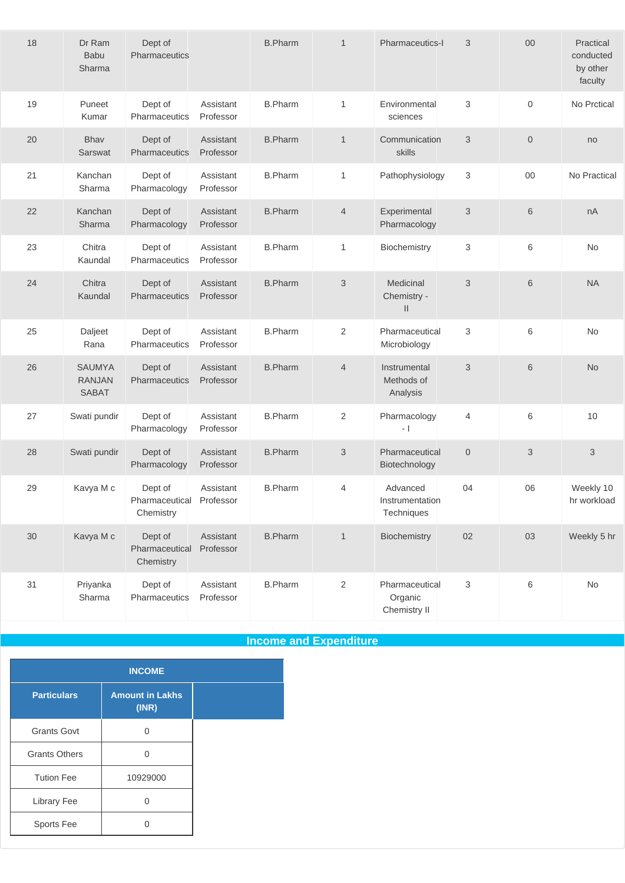| 18 | Dr Ram Babu Sharma | Dept of Pharmaceutics | | B.Pharm | 1 | Pharmaceutics-I | 3 | 00 | Practical conducted by other faculty |
|---|---|---|---|---|---|---|---|---|---|
| 19 | Puneet Kumar | Dept of Pharmaceutics | Assistant Professor | B.Pharm | 1 | Environmental sciences | 3 | 0 | No Prctical |
| 20 | Bhav Sarswat | Dept of Pharmaceutics | Assistant Professor | B.Pharm | 1 | Communication skills | 3 | 0 | no |
| 21 | Kanchan Sharma | Dept of Pharmacology | Assistant Professor | B.Pharm | 1 | Pathophysiology | 3 | 00 | No Practical |
| 22 | Kanchan Sharma | Dept of Pharmacology | Assistant Professor | B.Pharm | 4 | Experimental Pharmacology | 3 | 6 | nA |
| 23 | Chitra Kaundal | Dept of Pharmaceutics | Assistant Professor | B.Pharm | 1 | Biochemistry | 3 | 6 | No |
| 24 | Chitra Kaundal | Dept of Pharmaceutics | Assistant Professor | B.Pharm | 3 | Medicinal Chemistry - II | 3 | 6 | NA |
| 25 | Daljeet Rana | Dept of Pharmaceutics | Assistant Professor | B.Pharm | 2 | Pharmaceutical Microbiology | 3 | 6 | No |
| 26 | SAUMYA RANJAN SABAT | Dept of Pharmaceutics | Assistant Professor | B.Pharm | 4 | Instrumental Methods of Analysis | 3 | 6 | No |
| 27 | Swati pundir | Dept of Pharmacology | Assistant Professor | B.Pharm | 2 | Pharmacology - I | 4 | 6 | 10 |
| 28 | Swati pundir | Dept of Pharmacology | Assistant Professor | B.Pharm | 3 | Pharmaceutical Biotechnology | 0 | 3 | 3 |
| 29 | Kavya M c | Dept of Pharmaceutical Chemistry | Assistant Professor | B.Pharm | 4 | Advanced Instrumentation Techniques | 04 | 06 | Weekly 10 hr workload |
| 30 | Kavya M c | Dept of Pharmaceutical Chemistry | Assistant Professor | B.Pharm | 1 | Biochemistry | 02 | 03 | Weekly 5 hr |
| 31 | Priyanka Sharma | Dept of Pharmaceutics | Assistant Professor | B.Pharm | 2 | Pharmaceutical Organic Chemistry II | 3 | 6 | No |

## Income and Expenditure

| INCOME | | |
|---|---|---|
| Particulars | Amount in Lakhs (INR) | |
| Grants Govt | 0 | |
| Grants Others | 0 | |
| Tution Fee | 10929000 | |
| Library Fee | 0 | |
| Sports Fee | 0 | |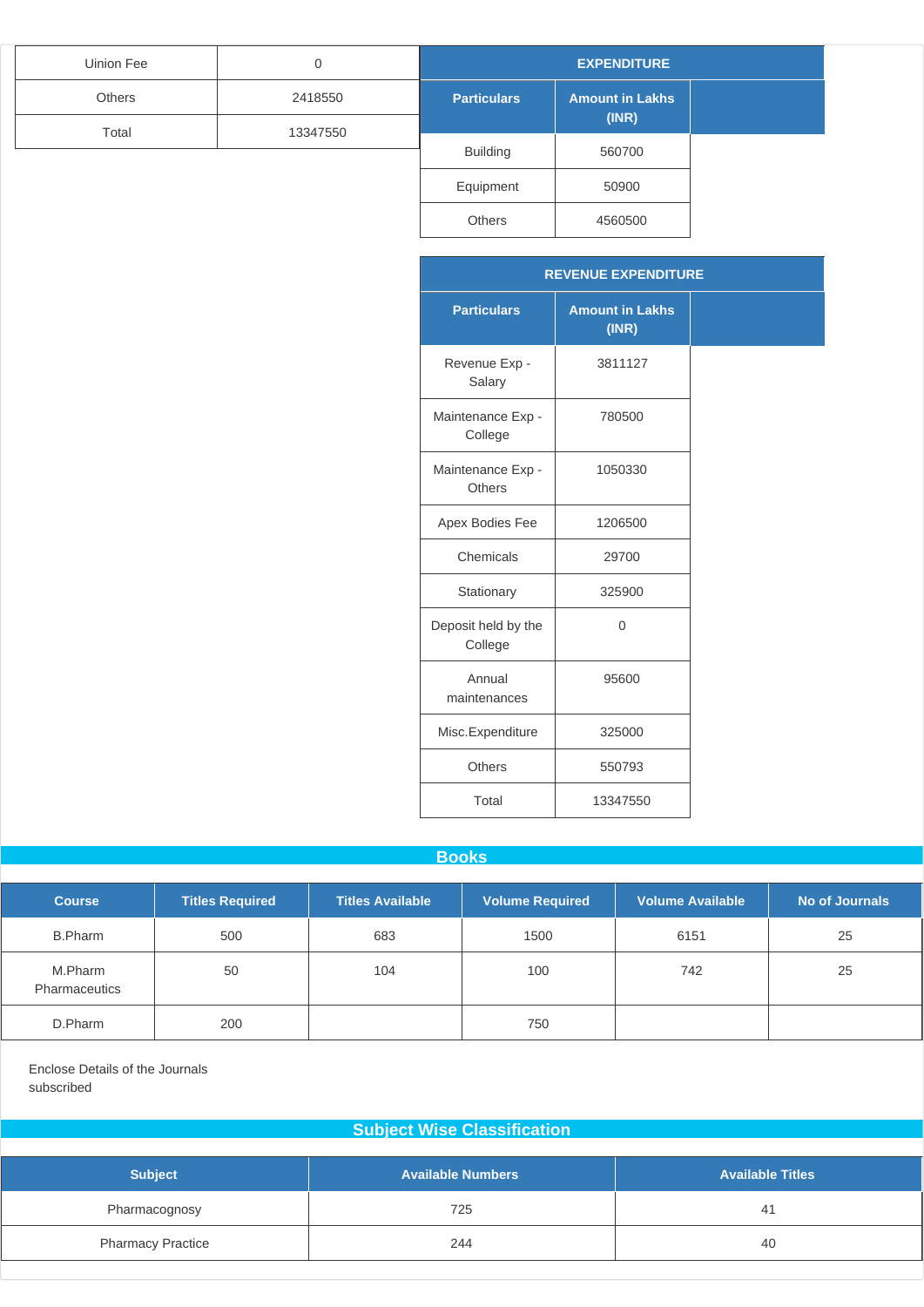| | |
|---|---|
| Uinion Fee | 0 |
| Others | 2418550 |
| Total | 13347550 |

| EXPENDITURE | |
|---|---|
| **Particulars** | **Amount in Lakhs (INR)** |
| Building | 560700 |
| Equipment | 50900 |
| Others | 4560500 |

| REVENUE EXPENDITURE | |
|---|---|
| **Particulars** | **Amount in Lakhs (INR)** |
| Revenue Exp - Salary | 3811127 |
| Maintenance Exp - College | 780500 |
| Maintenance Exp - Others | 1050330 |
| Apex Bodies Fee | 1206500 |
| Chemicals | 29700 |
| Stationary | 325900 |
| Deposit held by the College | 0 |
| Annual maintenances | 95600 |
| Misc.Expenditure | 325000 |
| Others | 550793 |
| Total | 13347550 |

## Books

| Course | Titles Required | Titles Available | Volume Required | Volume Available | No of Journals |
|---|---|---|---|---|---|
| B.Pharm | 500 | 683 | 1500 | 6151 | 25 |
| M.Pharm Pharmaceutics | 50 | 104 | 100 | 742 | 25 |
| D.Pharm | 200 | | 750 | | |

Enclose Details of the Journals subscribed

## Subject Wise Classification

| Subject | Available Numbers | Available Titles |
|---|---|---|
| Pharmacognosy | 725 | 41 |
| Pharmacy Practice | 244 | 40 |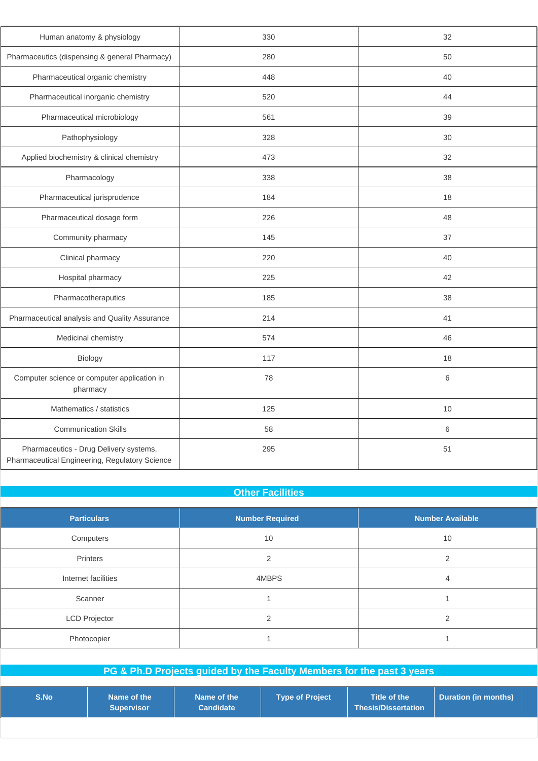| | | |
|---|---|---|
| Human anatomy & physiology | 330 | 32 |
| Pharmaceutics (dispensing & general Pharmacy) | 280 | 50 |
| Pharmaceutical organic chemistry | 448 | 40 |
| Pharmaceutical inorganic chemistry | 520 | 44 |
| Pharmaceutical microbiology | 561 | 39 |
| Pathophysiology | 328 | 30 |
| Applied biochemistry & clinical chemistry | 473 | 32 |
| Pharmacology | 338 | 38 |
| Pharmaceutical jurisprudence | 184 | 18 |
| Pharmaceutical dosage form | 226 | 48 |
| Community pharmacy | 145 | 37 |
| Clinical pharmacy | 220 | 40 |
| Hospital pharmacy | 225 | 42 |
| Pharmacotheraputics | 185 | 38 |
| Pharmaceutical analysis and Quality Assurance | 214 | 41 |
| Medicinal chemistry | 574 | 46 |
| Biology | 117 | 18 |
| Computer science or computer application in pharmacy | 78 | 6 |
| Mathematics / statistics | 125 | 10 |
| Communication Skills | 58 | 6 |
| Pharmaceutics - Drug Delivery systems, Pharmaceutical Engineering, Regulatory Science | 295 | 51 |

## Other Facilities

| Particulars | Number Required | Number Available |
|---|---|---|
| Computers | 10 | 10 |
| Printers | 2 | 2 |
| Internet facilities | 4MBPS | 4 |
| Scanner | 1 | 1 |
| LCD Projector | 2 | 2 |
| Photocopier | 1 | 1 |

## PG & Ph.D Projects guided by the Faculty Members for the past 3 years

| S.No | Name of the Supervisor | Name of the Candidate | Type of Project | Title of the Thesis/Dissertation | Duration (in months) |
|---|---|---|---|---|---|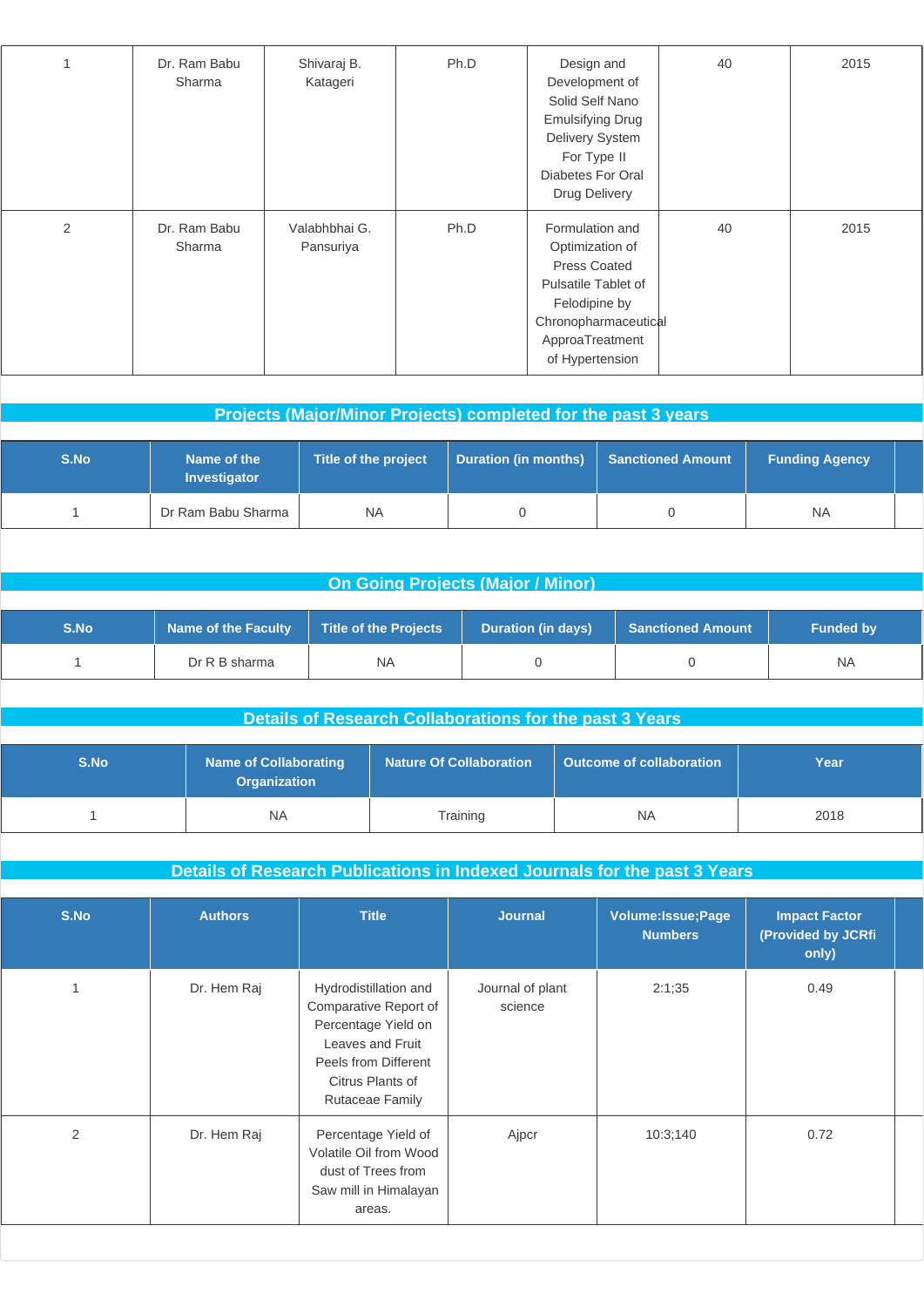| 1 | Dr. Ram Babu Sharma | Shivaraj B. Katageri | Ph.D | Design and Development of Solid Self Nano Emulsifying Drug Delivery System For Type II Diabetes For Oral Drug Delivery | 40 | 2015 |
|---|---|---|---|---|---|---|
| 2 | Dr. Ram Babu Sharma | Valabhbhai G. Pansuriya | Ph.D | Formulation and Optimization of Press Coated Pulsatile Tablet of Felodipine by Chronopharmaceutical ApproaTreatment of Hypertension | 40 | 2015 |

## Projects (Major/Minor Projects) completed for the past 3 years

| S.No | Name of the Investigator | Title of the project | Duration (in months) | Sanctioned Amount | Funding Agency |
|---|---|---|---|---|---|
| 1 | Dr Ram Babu Sharma | NA | 0 | 0 | NA |

## On Going Projects (Major / Minor)

| S.No | Name of the Faculty | Title of the Projects | Duration (in days) | Sanctioned Amount | Funded by |
|---|---|---|---|---|---|
| 1 | Dr R B sharma | NA | 0 | 0 | NA |

## Details of Research Collaborations for the past 3 Years

| S.No | Name of Collaborating Organization | Nature Of Collaboration | Outcome of collaboration | Year |
|---|---|---|---|---|
| 1 | NA | Training | NA | 2018 |

## Details of Research Publications in Indexed Journals for the past 3 Years

| S.No | Authors | Title | Journal | Volume:Issue;Page Numbers | Impact Factor (Provided by JCRfi only) |
|---|---|---|---|---|---|
| 1 | Dr. Hem Raj | Hydrodistillation and Comparative Report of Percentage Yield on Leaves and Fruit Peels from Different Citrus Plants of Rutaceae Family | Journal of plant science | 2:1;35 | 0.49 |
| 2 | Dr. Hem Raj | Percentage Yield of Volatile Oil from Wood dust of Trees from Saw mill in Himalayan areas. | Ajpcr | 10:3;140 | 0.72 |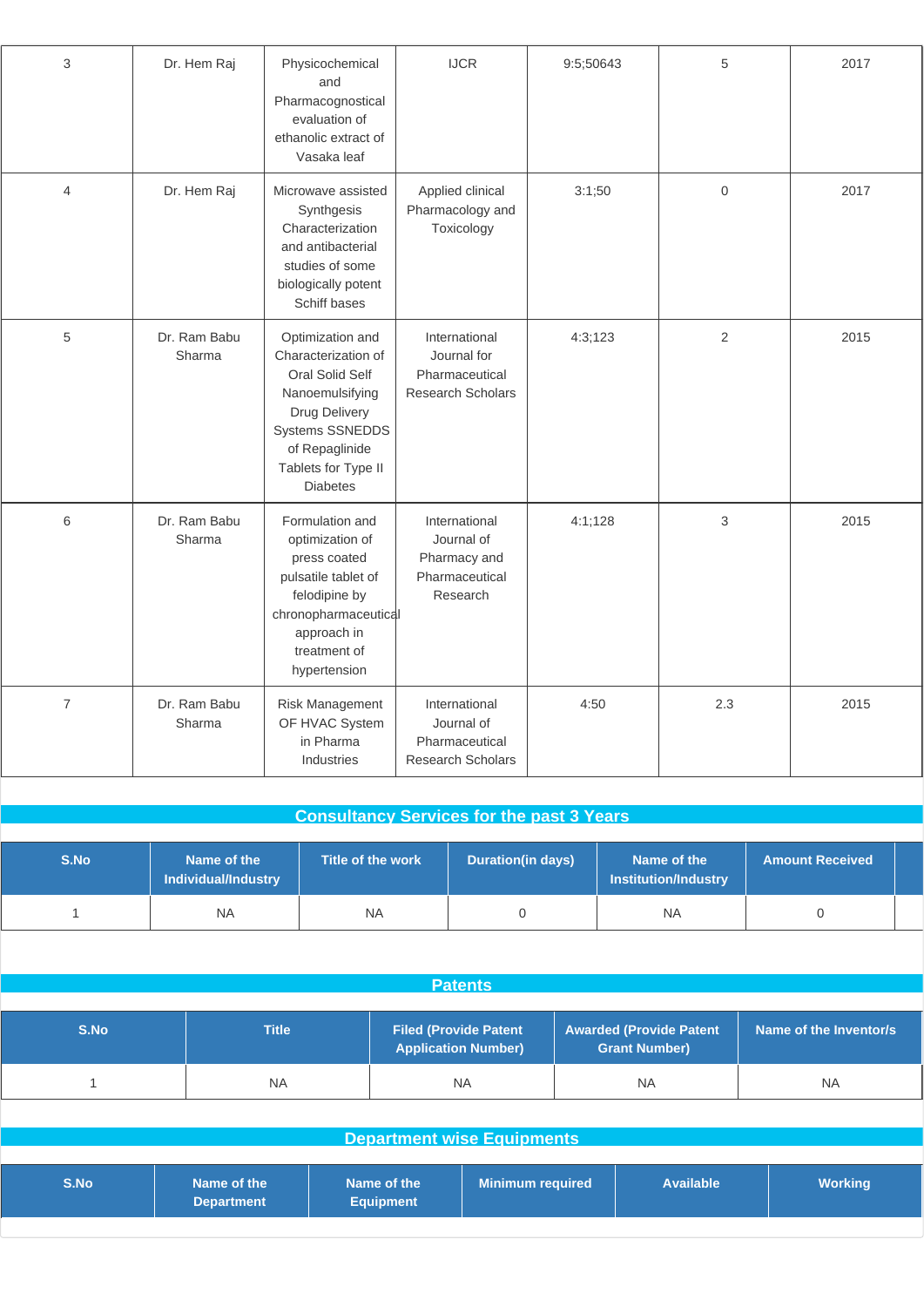| 3 | Dr. Hem Raj | Physicochemical and Pharmacognostical evaluation of ethanolic extract of Vasaka leaf | IJCR | 9:5;50643 | 5 | 2017 |
|---|---|---|---|---|---|---|
| 4 | Dr. Hem Raj | Microwave assisted Synthgesis Characterization and antibacterial studies of some biologically potent Schiff bases | Applied clinical Pharmacology and Toxicology | 3:1;50 | 0 | 2017 |
| 5 | Dr. Ram Babu Sharma | Optimization and Characterization of Oral Solid Self Nanoemulsifying Drug Delivery Systems SSNEDDS of Repaglinide Tablets for Type II Diabetes | International Journal for Pharmaceutical Research Scholars | 4:3;123 | 2 | 2015 |
| 6 | Dr. Ram Babu Sharma | Formulation and optimization of press coated pulsatile tablet of felodipine by chronopharmaceutical approach in treatment of hypertension | International Journal of Pharmacy and Pharmaceutical Research | 4:1;128 | 3 | 2015 |
| 7 | Dr. Ram Babu Sharma | Risk Management OF HVAC System in Pharma Industries | International Journal of Pharmaceutical Research Scholars | 4:50 | 2.3 | 2015 |

## Consultancy Services for the past 3 Years

| S.No | Name of the Individual/Industry | Title of the work | Duration(in days) | Name of the Institution/Industry | Amount Received |
|---|---|---|---|---|---|
| 1 | NA | NA | 0 | NA | 0 |

## Patents

| S.No | Title | Filed (Provide Patent Application Number) | Awarded (Provide Patent Grant Number) | Name of the Inventor/s |
|---|---|---|---|---|
| 1 | NA | NA | NA | NA |

## Department wise Equipments

| S.No | Name of the Department | Name of the Equipment | Minimum required | Available | Working |
|---|---|---|---|---|---|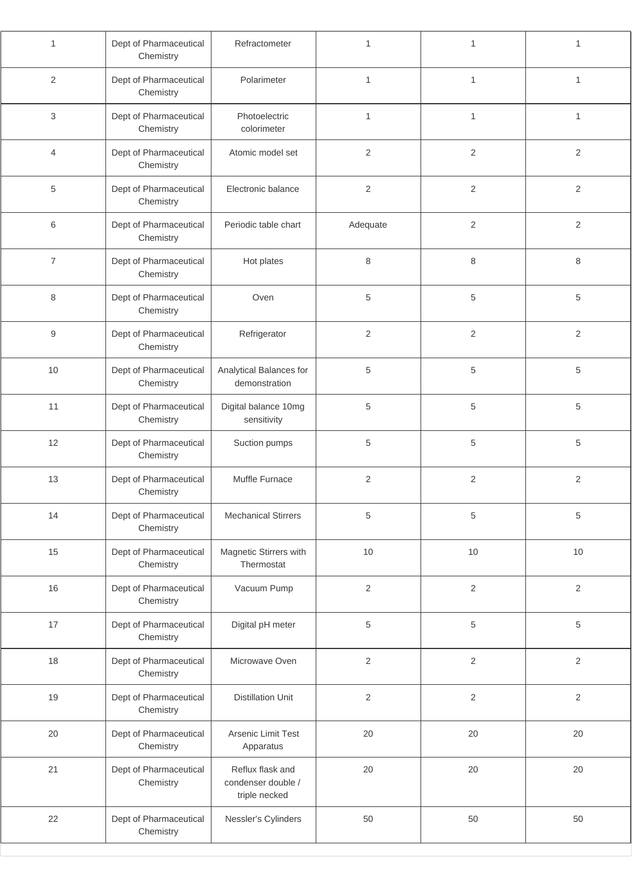| | | | | | |
|---|---|---|---|---|---|
| 1 | Dept of Pharmaceutical Chemistry | Refractometer | 1 | 1 | 1 |
| 2 | Dept of Pharmaceutical Chemistry | Polarimeter | 1 | 1 | 1 |
| 3 | Dept of Pharmaceutical Chemistry | Photoelectric colorimeter | 1 | 1 | 1 |
| 4 | Dept of Pharmaceutical Chemistry | Atomic model set | 2 | 2 | 2 |
| 5 | Dept of Pharmaceutical Chemistry | Electronic balance | 2 | 2 | 2 |
| 6 | Dept of Pharmaceutical Chemistry | Periodic table chart | Adequate | 2 | 2 |
| 7 | Dept of Pharmaceutical Chemistry | Hot plates | 8 | 8 | 8 |
| 8 | Dept of Pharmaceutical Chemistry | Oven | 5 | 5 | 5 |
| 9 | Dept of Pharmaceutical Chemistry | Refrigerator | 2 | 2 | 2 |
| 10 | Dept of Pharmaceutical Chemistry | Analytical Balances for demonstration | 5 | 5 | 5 |
| 11 | Dept of Pharmaceutical Chemistry | Digital balance 10mg sensitivity | 5 | 5 | 5 |
| 12 | Dept of Pharmaceutical Chemistry | Suction pumps | 5 | 5 | 5 |
| 13 | Dept of Pharmaceutical Chemistry | Muffle Furnace | 2 | 2 | 2 |
| 14 | Dept of Pharmaceutical Chemistry | Mechanical Stirrers | 5 | 5 | 5 |
| 15 | Dept of Pharmaceutical Chemistry | Magnetic Stirrers with Thermostat | 10 | 10 | 10 |
| 16 | Dept of Pharmaceutical Chemistry | Vacuum Pump | 2 | 2 | 2 |
| 17 | Dept of Pharmaceutical Chemistry | Digital pH meter | 5 | 5 | 5 |
| 18 | Dept of Pharmaceutical Chemistry | Microwave Oven | 2 | 2 | 2 |
| 19 | Dept of Pharmaceutical Chemistry | Distillation Unit | 2 | 2 | 2 |
| 20 | Dept of Pharmaceutical Chemistry | Arsenic Limit Test Apparatus | 20 | 20 | 20 |
| 21 | Dept of Pharmaceutical Chemistry | Reflux flask and condenser double / triple necked | 20 | 20 | 20 |
| 22 | Dept of Pharmaceutical Chemistry | Nessler's Cylinders | 50 | 50 | 50 |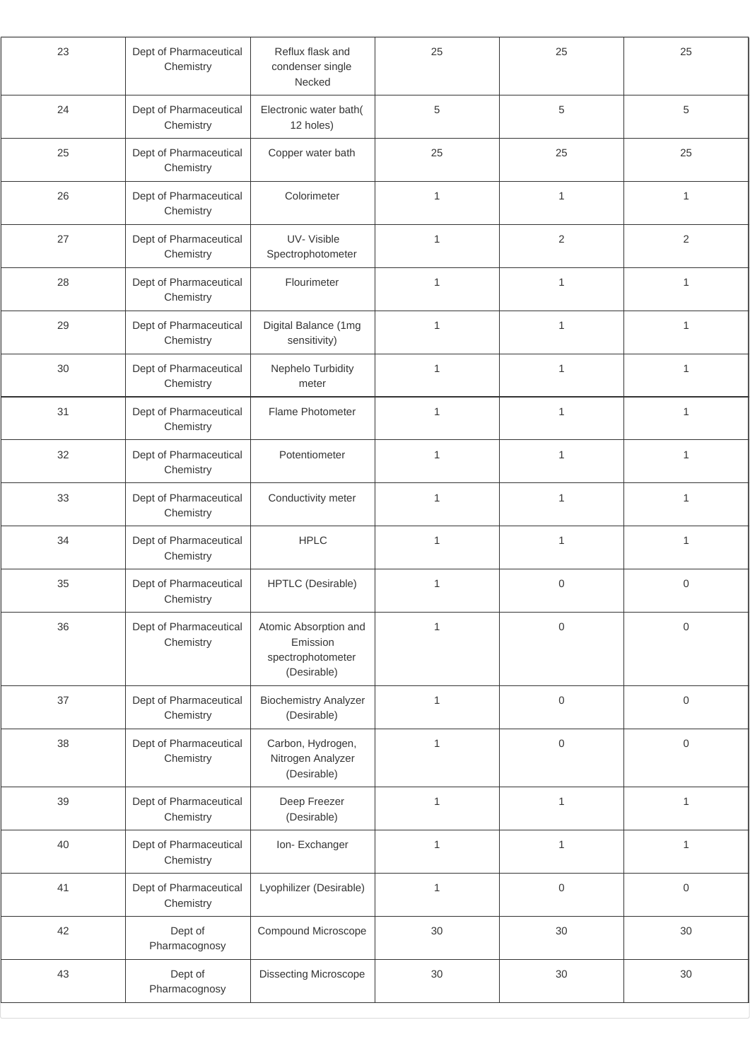| 23 | Dept of Pharmaceutical Chemistry | Reflux flask and condenser single Necked | 25 | 25 | 25 |
|---|---|---|---|---|---|
| 24 | Dept of Pharmaceutical Chemistry | Electronic water bath( 12 holes) | 5 | 5 | 5 |
| 25 | Dept of Pharmaceutical Chemistry | Copper water bath | 25 | 25 | 25 |
| 26 | Dept of Pharmaceutical Chemistry | Colorimeter | 1 | 1 | 1 |
| 27 | Dept of Pharmaceutical Chemistry | UV- Visible Spectrophotometer | 1 | 2 | 2 |
| 28 | Dept of Pharmaceutical Chemistry | Flourimeter | 1 | 1 | 1 |
| 29 | Dept of Pharmaceutical Chemistry | Digital Balance (1mg sensitivity) | 1 | 1 | 1 |
| 30 | Dept of Pharmaceutical Chemistry | Nephelo Turbidity meter | 1 | 1 | 1 |
| 31 | Dept of Pharmaceutical Chemistry | Flame Photometer | 1 | 1 | 1 |
| 32 | Dept of Pharmaceutical Chemistry | Potentiometer | 1 | 1 | 1 |
| 33 | Dept of Pharmaceutical Chemistry | Conductivity meter | 1 | 1 | 1 |
| 34 | Dept of Pharmaceutical Chemistry | HPLC | 1 | 1 | 1 |
| 35 | Dept of Pharmaceutical Chemistry | HPTLC (Desirable) | 1 | 0 | 0 |
| 36 | Dept of Pharmaceutical Chemistry | Atomic Absorption and Emission spectrophotometer (Desirable) | 1 | 0 | 0 |
| 37 | Dept of Pharmaceutical Chemistry | Biochemistry Analyzer (Desirable) | 1 | 0 | 0 |
| 38 | Dept of Pharmaceutical Chemistry | Carbon, Hydrogen, Nitrogen Analyzer (Desirable) | 1 | 0 | 0 |
| 39 | Dept of Pharmaceutical Chemistry | Deep Freezer (Desirable) | 1 | 1 | 1 |
| 40 | Dept of Pharmaceutical Chemistry | Ion- Exchanger | 1 | 1 | 1 |
| 41 | Dept of Pharmaceutical Chemistry | Lyophilizer (Desirable) | 1 | 0 | 0 |
| 42 | Dept of Pharmacognosy | Compound Microscope | 30 | 30 | 30 |
| 43 | Dept of Pharmacognosy | Dissecting Microscope | 30 | 30 | 30 |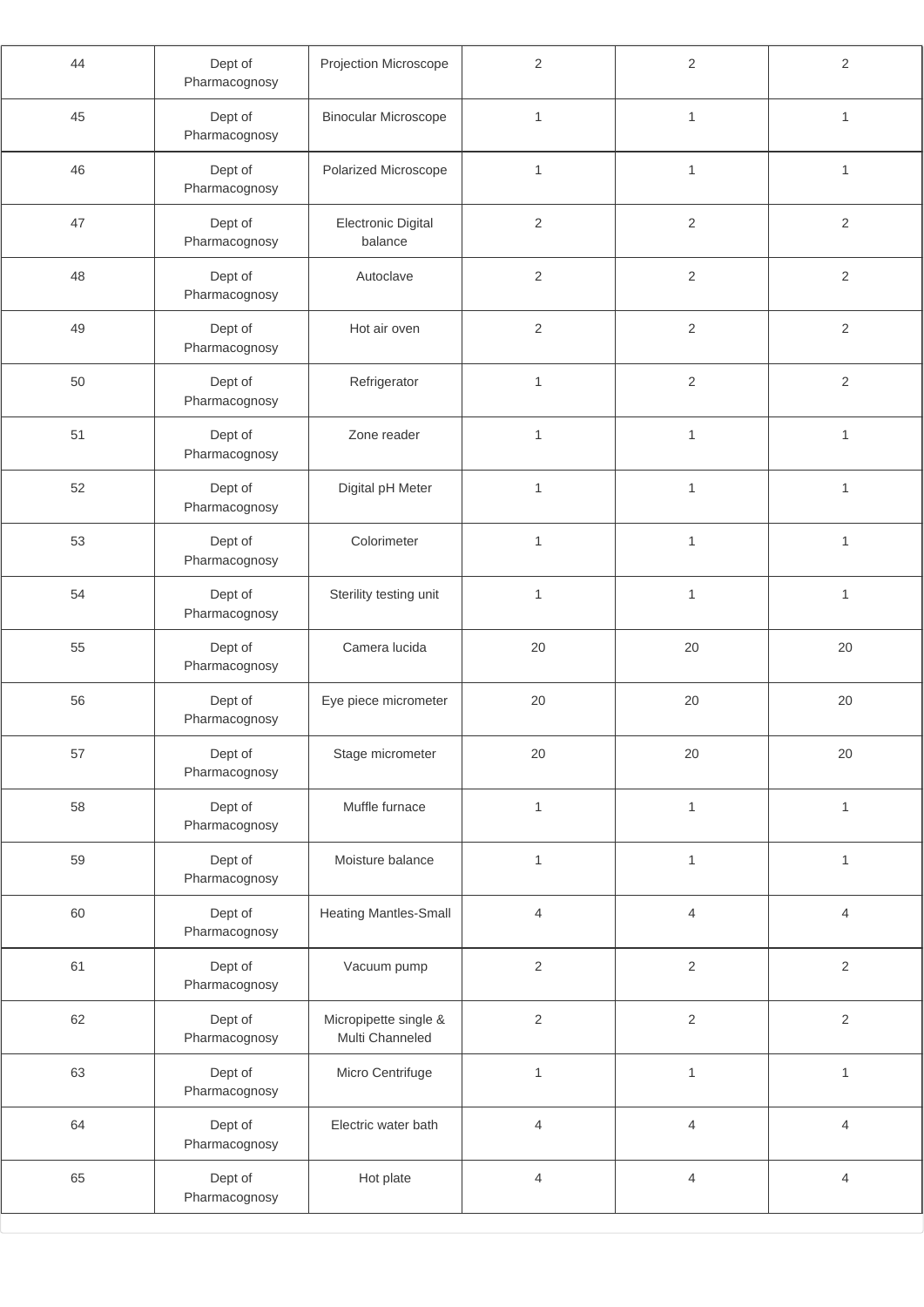| | | | | | |
|---|---|---|---|---|---|
| 44 | Dept of Pharmacognosy | Projection Microscope | 2 | 2 | 2 |
| 45 | Dept of Pharmacognosy | Binocular Microscope | 1 | 1 | 1 |
| 46 | Dept of Pharmacognosy | Polarized Microscope | 1 | 1 | 1 |
| 47 | Dept of Pharmacognosy | Electronic Digital balance | 2 | 2 | 2 |
| 48 | Dept of Pharmacognosy | Autoclave | 2 | 2 | 2 |
| 49 | Dept of Pharmacognosy | Hot air oven | 2 | 2 | 2 |
| 50 | Dept of Pharmacognosy | Refrigerator | 1 | 2 | 2 |
| 51 | Dept of Pharmacognosy | Zone reader | 1 | 1 | 1 |
| 52 | Dept of Pharmacognosy | Digital pH Meter | 1 | 1 | 1 |
| 53 | Dept of Pharmacognosy | Colorimeter | 1 | 1 | 1 |
| 54 | Dept of Pharmacognosy | Sterility testing unit | 1 | 1 | 1 |
| 55 | Dept of Pharmacognosy | Camera lucida | 20 | 20 | 20 |
| 56 | Dept of Pharmacognosy | Eye piece micrometer | 20 | 20 | 20 |
| 57 | Dept of Pharmacognosy | Stage micrometer | 20 | 20 | 20 |
| 58 | Dept of Pharmacognosy | Muffle furnace | 1 | 1 | 1 |
| 59 | Dept of Pharmacognosy | Moisture balance | 1 | 1 | 1 |
| 60 | Dept of Pharmacognosy | Heating Mantles-Small | 4 | 4 | 4 |
| 61 | Dept of Pharmacognosy | Vacuum pump | 2 | 2 | 2 |
| 62 | Dept of Pharmacognosy | Micropipette single & Multi Channeled | 2 | 2 | 2 |
| 63 | Dept of Pharmacognosy | Micro Centrifuge | 1 | 1 | 1 |
| 64 | Dept of Pharmacognosy | Electric water bath | 4 | 4 | 4 |
| 65 | Dept of Pharmacognosy | Hot plate | 4 | 4 | 4 |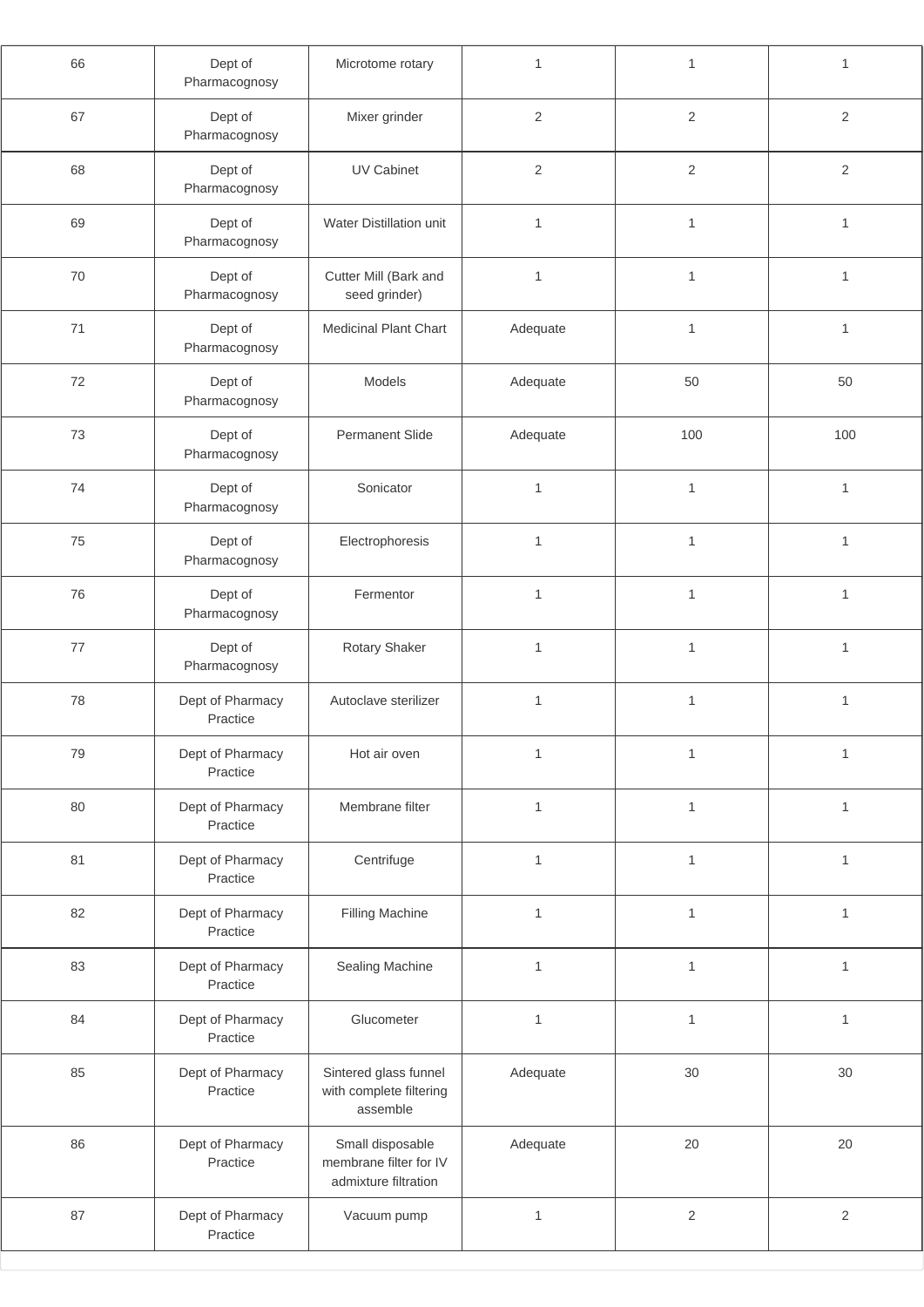| 66 | Dept of Pharmacognosy | Microtome rotary | 1 | 1 | 1 |
|---|---|---|---|---|---|
| 67 | Dept of Pharmacognosy | Mixer grinder | 2 | 2 | 2 |
| 68 | Dept of Pharmacognosy | UV Cabinet | 2 | 2 | 2 |
| 69 | Dept of Pharmacognosy | Water Distillation unit | 1 | 1 | 1 |
| 70 | Dept of Pharmacognosy | Cutter Mill (Bark and seed grinder) | 1 | 1 | 1 |
| 71 | Dept of Pharmacognosy | Medicinal Plant Chart | Adequate | 1 | 1 |
| 72 | Dept of Pharmacognosy | Models | Adequate | 50 | 50 |
| 73 | Dept of Pharmacognosy | Permanent Slide | Adequate | 100 | 100 |
| 74 | Dept of Pharmacognosy | Sonicator | 1 | 1 | 1 |
| 75 | Dept of Pharmacognosy | Electrophoresis | 1 | 1 | 1 |
| 76 | Dept of Pharmacognosy | Fermentor | 1 | 1 | 1 |
| 77 | Dept of Pharmacognosy | Rotary Shaker | 1 | 1 | 1 |
| 78 | Dept of Pharmacy Practice | Autoclave sterilizer | 1 | 1 | 1 |
| 79 | Dept of Pharmacy Practice | Hot air oven | 1 | 1 | 1 |
| 80 | Dept of Pharmacy Practice | Membrane filter | 1 | 1 | 1 |
| 81 | Dept of Pharmacy Practice | Centrifuge | 1 | 1 | 1 |
| 82 | Dept of Pharmacy Practice | Filling Machine | 1 | 1 | 1 |
| 83 | Dept of Pharmacy Practice | Sealing Machine | 1 | 1 | 1 |
| 84 | Dept of Pharmacy Practice | Glucometer | 1 | 1 | 1 |
| 85 | Dept of Pharmacy Practice | Sintered glass funnel with complete filtering assemble | Adequate | 30 | 30 |
| 86 | Dept of Pharmacy Practice | Small disposable membrane filter for IV admixture filtration | Adequate | 20 | 20 |
| 87 | Dept of Pharmacy Practice | Vacuum pump | 1 | 2 | 2 |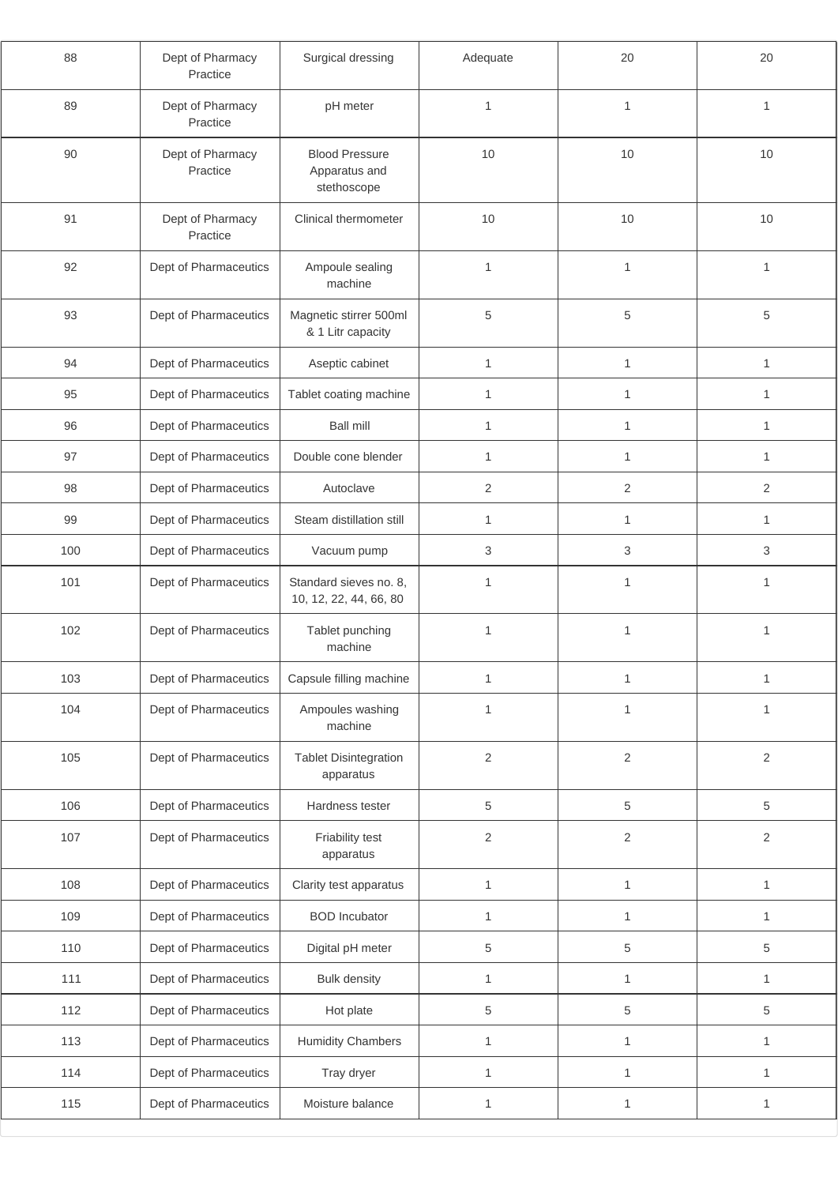| 88 | Dept of Pharmacy Practice | Surgical dressing | Adequate | 20 | 20 |
|---|---|---|---|---|---|
| 89 | Dept of Pharmacy Practice | pH meter | 1 | 1 | 1 |
| 90 | Dept of Pharmacy Practice | Blood Pressure Apparatus and stethoscope | 10 | 10 | 10 |
| 91 | Dept of Pharmacy Practice | Clinical thermometer | 10 | 10 | 10 |
| 92 | Dept of Pharmaceutics | Ampoule sealing machine | 1 | 1 | 1 |
| 93 | Dept of Pharmaceutics | Magnetic stirrer 500ml & 1 Litr capacity | 5 | 5 | 5 |
| 94 | Dept of Pharmaceutics | Aseptic cabinet | 1 | 1 | 1 |
| 95 | Dept of Pharmaceutics | Tablet coating machine | 1 | 1 | 1 |
| 96 | Dept of Pharmaceutics | Ball mill | 1 | 1 | 1 |
| 97 | Dept of Pharmaceutics | Double cone blender | 1 | 1 | 1 |
| 98 | Dept of Pharmaceutics | Autoclave | 2 | 2 | 2 |
| 99 | Dept of Pharmaceutics | Steam distillation still | 1 | 1 | 1 |
| 100 | Dept of Pharmaceutics | Vacuum pump | 3 | 3 | 3 |
| 101 | Dept of Pharmaceutics | Standard sieves no. 8, 10, 12, 22, 44, 66, 80 | 1 | 1 | 1 |
| 102 | Dept of Pharmaceutics | Tablet punching machine | 1 | 1 | 1 |
| 103 | Dept of Pharmaceutics | Capsule filling machine | 1 | 1 | 1 |
| 104 | Dept of Pharmaceutics | Ampoules washing machine | 1 | 1 | 1 |
| 105 | Dept of Pharmaceutics | Tablet Disintegration apparatus | 2 | 2 | 2 |
| 106 | Dept of Pharmaceutics | Hardness tester | 5 | 5 | 5 |
| 107 | Dept of Pharmaceutics | Friability test apparatus | 2 | 2 | 2 |
| 108 | Dept of Pharmaceutics | Clarity test apparatus | 1 | 1 | 1 |
| 109 | Dept of Pharmaceutics | BOD Incubator | 1 | 1 | 1 |
| 110 | Dept of Pharmaceutics | Digital pH meter | 5 | 5 | 5 |
| 111 | Dept of Pharmaceutics | Bulk density | 1 | 1 | 1 |
| 112 | Dept of Pharmaceutics | Hot plate | 5 | 5 | 5 |
| 113 | Dept of Pharmaceutics | Humidity Chambers | 1 | 1 | 1 |
| 114 | Dept of Pharmaceutics | Tray dryer | 1 | 1 | 1 |
| 115 | Dept of Pharmaceutics | Moisture balance | 1 | 1 | 1 |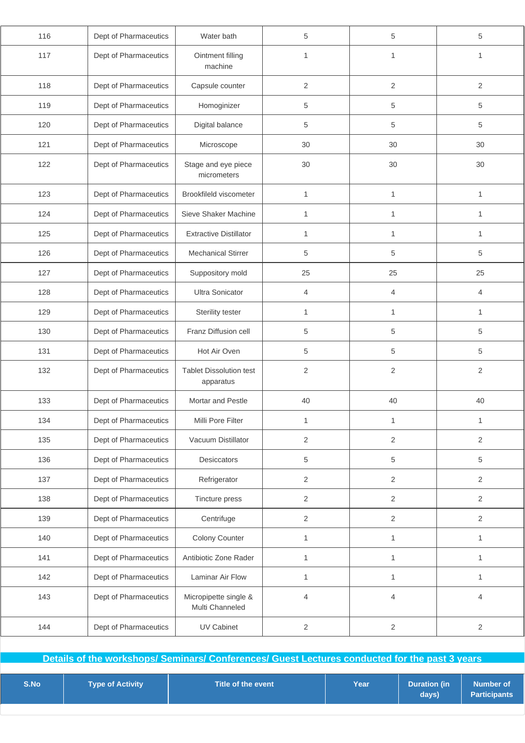| | | | | | |
|---|---|---|---|---|---|
| 116 | Dept of Pharmaceutics | Water bath | 5 | 5 | 5 |
| 117 | Dept of Pharmaceutics | Ointment filling machine | 1 | 1 | 1 |
| 118 | Dept of Pharmaceutics | Capsule counter | 2 | 2 | 2 |
| 119 | Dept of Pharmaceutics | Homoginizer | 5 | 5 | 5 |
| 120 | Dept of Pharmaceutics | Digital balance | 5 | 5 | 5 |
| 121 | Dept of Pharmaceutics | Microscope | 30 | 30 | 30 |
| 122 | Dept of Pharmaceutics | Stage and eye piece micrometers | 30 | 30 | 30 |
| 123 | Dept of Pharmaceutics | Brookfileld viscometer | 1 | 1 | 1 |
| 124 | Dept of Pharmaceutics | Sieve Shaker Machine | 1 | 1 | 1 |
| 125 | Dept of Pharmaceutics | Extractive Distillator | 1 | 1 | 1 |
| 126 | Dept of Pharmaceutics | Mechanical Stirrer | 5 | 5 | 5 |
| 127 | Dept of Pharmaceutics | Suppository mold | 25 | 25 | 25 |
| 128 | Dept of Pharmaceutics | Ultra Sonicator | 4 | 4 | 4 |
| 129 | Dept of Pharmaceutics | Sterility tester | 1 | 1 | 1 |
| 130 | Dept of Pharmaceutics | Franz Diffusion cell | 5 | 5 | 5 |
| 131 | Dept of Pharmaceutics | Hot Air Oven | 5 | 5 | 5 |
| 132 | Dept of Pharmaceutics | Tablet Dissolution test apparatus | 2 | 2 | 2 |
| 133 | Dept of Pharmaceutics | Mortar and Pestle | 40 | 40 | 40 |
| 134 | Dept of Pharmaceutics | Milli Pore Filter | 1 | 1 | 1 |
| 135 | Dept of Pharmaceutics | Vacuum Distillator | 2 | 2 | 2 |
| 136 | Dept of Pharmaceutics | Desiccators | 5 | 5 | 5 |
| 137 | Dept of Pharmaceutics | Refrigerator | 2 | 2 | 2 |
| 138 | Dept of Pharmaceutics | Tincture press | 2 | 2 | 2 |
| 139 | Dept of Pharmaceutics | Centrifuge | 2 | 2 | 2 |
| 140 | Dept of Pharmaceutics | Colony Counter | 1 | 1 | 1 |
| 141 | Dept of Pharmaceutics | Antibiotic Zone Rader | 1 | 1 | 1 |
| 142 | Dept of Pharmaceutics | Laminar Air Flow | 1 | 1 | 1 |
| 143 | Dept of Pharmaceutics | Micropipette single & Multi Channeled | 4 | 4 | 4 |
| 144 | Dept of Pharmaceutics | UV Cabinet | 2 | 2 | 2 |

## Details of the workshops/ Seminars/ Conferences/ Guest Lectures conducted for the past 3 years

| S.No | Type of Activity | Title of the event | Year | Duration (in days) | Number of Participants |
|---|---|---|---|---|---|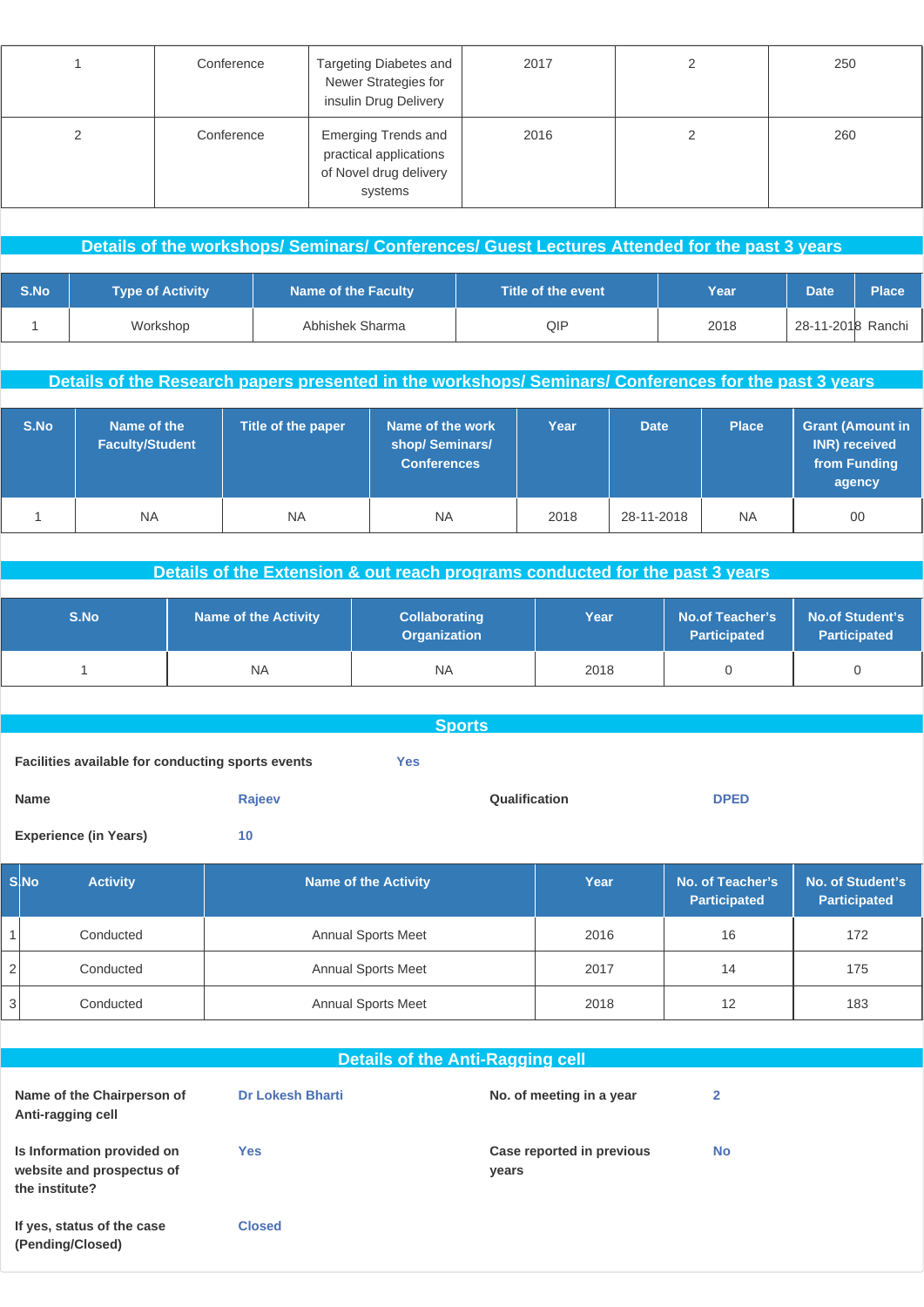| 1 | Conference | Targeting Diabetes and Newer Strategies for insulin Drug Delivery | 2017 | 2 | 250 |
|---|---|---|---|---|---|
| 2 | Conference | Emerging Trends and practical applications of Novel drug delivery systems | 2016 | 2 | 260 |

## Details of the workshops/ Seminars/ Conferences/ Guest Lectures Attended for the past 3 years

| S.No | Type of Activity | Name of the Faculty | Title of the event | Year | Date | Place |
|---|---|---|---|---|---|---|
| 1 | Workshop | Abhishek Sharma | QIP | 2018 | 28-11-2018 | Ranchi |

## Details of the Research papers presented in the workshops/ Seminars/ Conferences for the past 3 years

| S.No | Name of the Faculty/Student | Title of the paper | Name of the work shop/ Seminars/ Conferences | Year | Date | Place | Grant (Amount in INR) received from Funding agency |
|---|---|---|---|---|---|---|---|
| 1 | NA | NA | NA | 2018 | 28-11-2018 | NA | 00 |

## Details of the Extension & out reach programs conducted for the past 3 years

| S.No | Name of the Activity | Collaborating Organization | Year | No.of Teacher's Participated | No.of Student's Participated |
|---|---|---|---|---|---|
| 1 | NA | NA | 2018 | 0 | 0 |

## Sports

**Facilities available for conducting sports events** Yes

**Name** Rajeev **Qualification** DPED

**Experience (in Years)** 10

| S.No | Activity | Name of the Activity | Year | No. of Teacher's Participated | No. of Student's Participated |
|---|---|---|---|---|---|
| 1 | Conducted | Annual Sports Meet | 2016 | 16 | 172 |
| 2 | Conducted | Annual Sports Meet | 2017 | 14 | 175 |
| 3 | Conducted | Annual Sports Meet | 2018 | 12 | 183 |

## Details of the Anti-Ragging cell

**Name of the Chairperson of Anti-ragging cell** Dr Lokesh Bharti

**No. of meeting in a year** 2

**Is Information provided on website and prospectus of the institute?** Yes

**Case reported in previous years** No

**If yes, status of the case (Pending/Closed)** Closed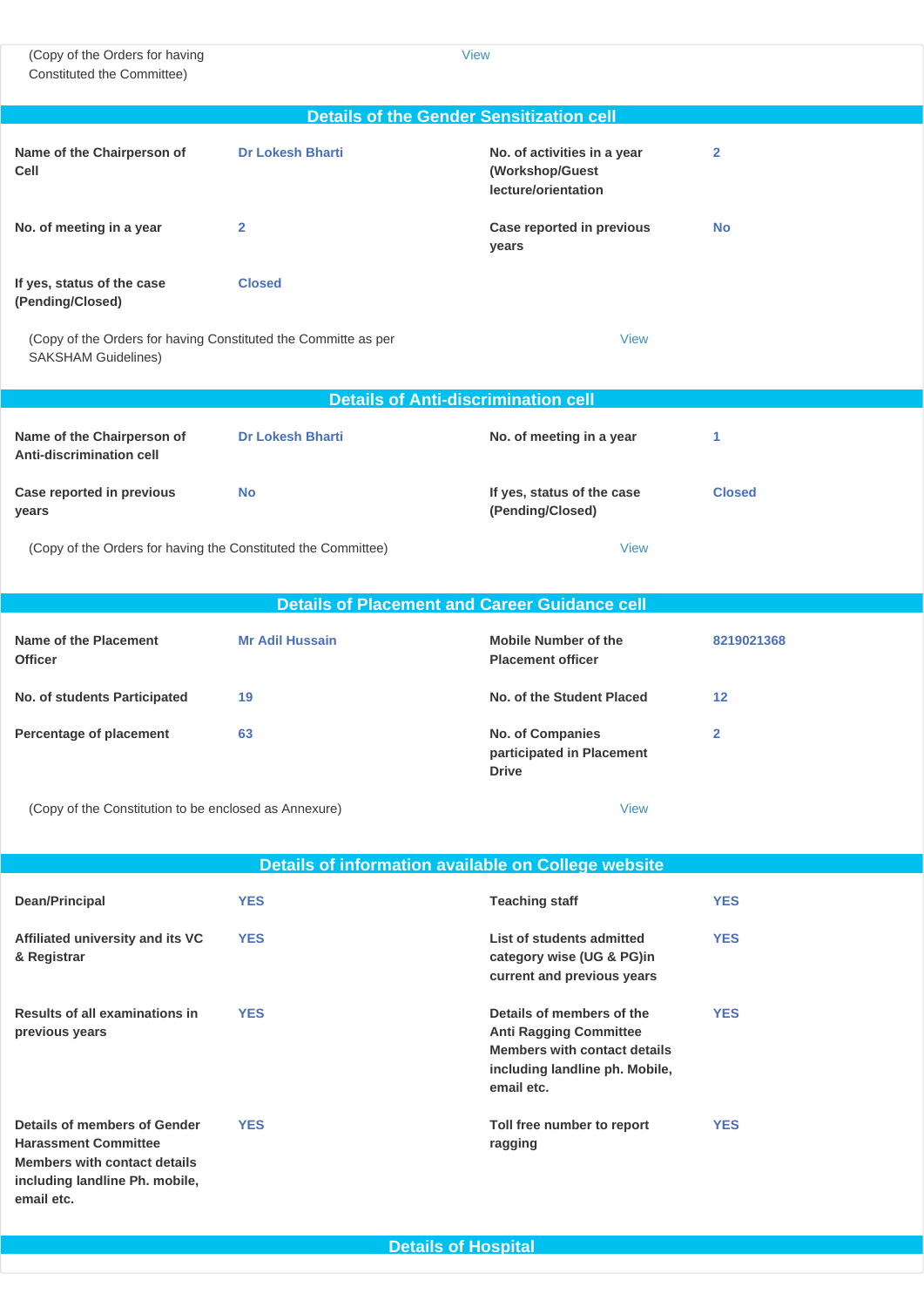(Copy of the Orders for having Constituted the Committee) View

## Details of the Gender Sensitization cell

| | | | |
|---|---|---|---|
| **Name of the Chairperson of Cell** | **Dr Lokesh Bharti** | **No. of activities in a year (Workshop/Guest lecture/orientation** | **2** |
| **No. of meeting in a year** | **2** | **Case reported in previous years** | **No** |
| **If yes, status of the case (Pending/Closed)** | **Closed** | | |

(Copy of the Orders for having Constituted the Committe as per SAKSHAM Guidelines) View

## Details of Anti-discrimination cell

| | | | |
|---|---|---|---|
| **Name of the Chairperson of Anti-discrimination cell** | **Dr Lokesh Bharti** | **No. of meeting in a year** | **1** |
| **Case reported in previous years** | **No** | **If yes, status of the case (Pending/Closed)** | **Closed** |

(Copy of the Orders for having the Constituted the Committee) View

## Details of Placement and Career Guidance cell

| | | | |
|---|---|---|---|
| **Name of the Placement Officer** | **Mr Adil Hussain** | **Mobile Number of the Placement officer** | **8219021368** |
| **No. of students Participated** | **19** | **No. of the Student Placed** | **12** |
| **Percentage of placement** | **63** | **No. of Companies participated in Placement Drive** | **2** |

(Copy of the Constitution to be enclosed as Annexure) View

## Details of information available on College website

| | | | |
|---|---|---|---|
| **Dean/Principal** | **YES** | **Teaching staff** | **YES** |
| **Affiliated university and its VC & Registrar** | **YES** | **List of students admitted category wise (UG & PG)in current and previous years** | **YES** |
| **Results of all examinations in previous years** | **YES** | **Details of members of the Anti Ragging Committee Members with contact details including landline ph. Mobile, email etc.** | **YES** |
| **Details of members of Gender Harassment Committee Members with contact details including landline Ph. mobile, email etc.** | **YES** | **Toll free number to report ragging** | **YES** |

## Details of Hospital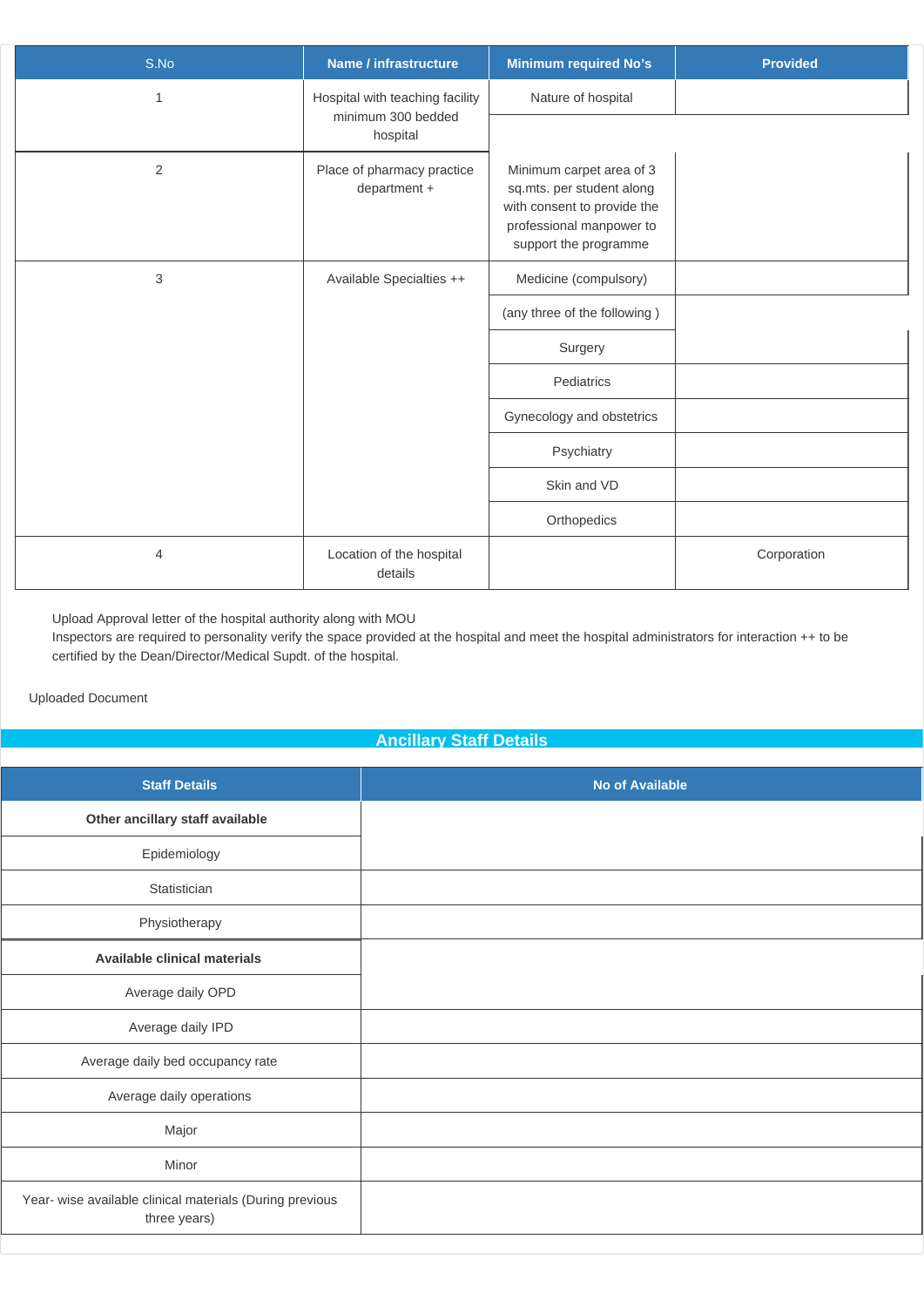| S.No | Name / infrastructure | Minimum required No's | Provided |
|---|---|---|---|
| 1 | Hospital with teaching facility minimum 300 bedded hospital | Nature of hospital | |
| 2 | Place of pharmacy practice department + | Minimum carpet area of 3 sq.mts. per student along with consent to provide the professional manpower to support the programme | |
| 3 | Available Specialties ++ | Medicine (compulsory) | |
| | | (any three of the following ) | |
| | | Surgery | |
| | | Pediatrics | |
| | | Gynecology and obstetrics | |
| | | Psychiatry | |
| | | Skin and VD | |
| | | Orthopedics | |
| 4 | Location of the hospital details | | Corporation |

Upload Approval letter of the hospital authority along with MOU
Inspectors are required to personality verify the space provided at the hospital and meet the hospital administrators for interaction ++ to be certified by the Dean/Director/Medical Supdt. of the hospital.

Uploaded Document

## Ancillary Staff Details

| Staff Details | No of Available |
|---|---|
| **Other ancillary staff available** | |
| Epidemiology | |
| Statistician | |
| Physiotherapy | |
| **Available clinical materials** | |
| Average daily OPD | |
| Average daily IPD | |
| Average daily bed occupancy rate | |
| Average daily operations | |
| Major | |
| Minor | |
| Year- wise available clinical materials (During previous three years) | |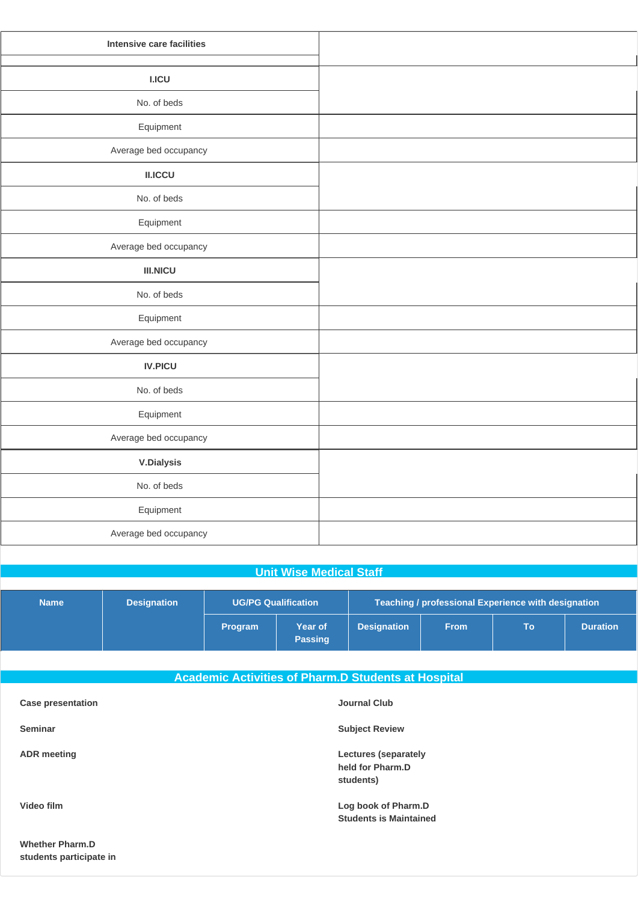| Intensive care facilities | |
|---|---|
| **I.ICU** | |
| No. of beds | |
| Equipment | |
| Average bed occupancy | |
| **II.ICCU** | |
| No. of beds | |
| Equipment | |
| Average bed occupancy | |
| **III.NICU** | |
| No. of beds | |
| Equipment | |
| Average bed occupancy | |
| **IV.PICU** | |
| No. of beds | |
| Equipment | |
| Average bed occupancy | |
| **V.Dialysis** | |
| No. of beds | |
| Equipment | |
| Average bed occupancy | |

## Unit Wise Medical Staff

| Name | Designation | UG/PG Qualification | | Teaching / professional Experience with designation | | | |
|---|---|---|---|---|---|---|---|
| | | Program | Year of Passing | Designation | From | To | Duration |

## Academic Activities of Pharm.D Students at Hospital

| | |
|---|---|
| **Case presentation** | **Journal Club** |
| **Seminar** | **Subject Review** |
| **ADR meeting** | **Lectures (separately held for Pharm.D students)** |
| **Video film** | **Log book of Pharm.D Students is Maintained** |
| **Whether Pharm.D students participate in** | |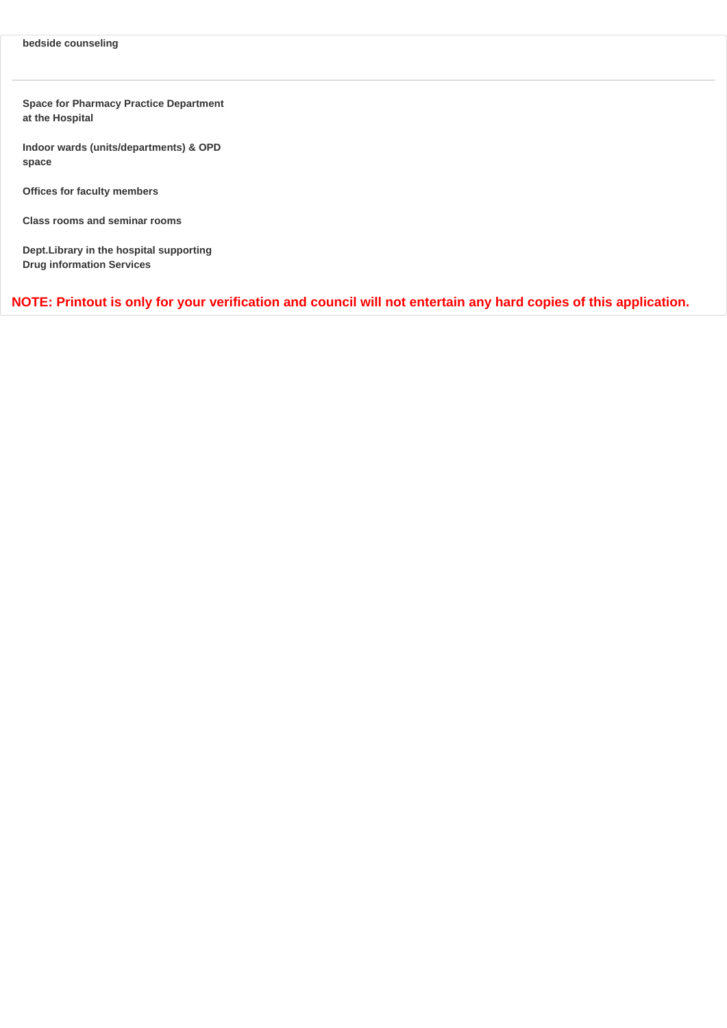**bedside counseling**

---

**Space for Pharmacy Practice Department at the Hospital**

**Indoor wards (units/departments) & OPD space**

**Offices for faculty members**

**Class rooms and seminar rooms**

**Dept.Library in the hospital supporting Drug information Services**

**NOTE: Printout is only for your verification and council will not entertain any hard copies of this application.**